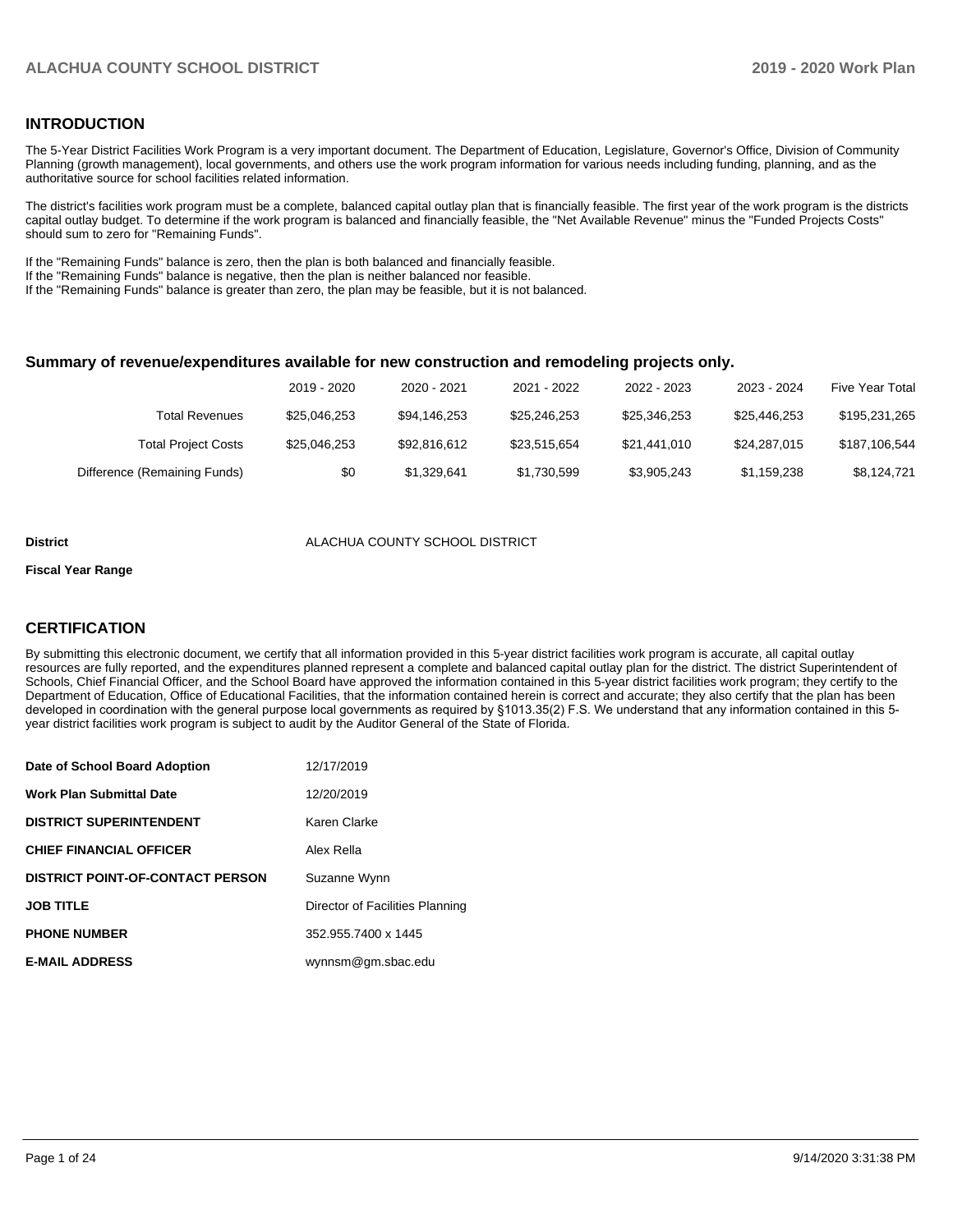## INTRODUCTION

The 5-Year District Facilities Work Program is a very important document. The Department of Education, Legislature, Governor's Office, Division of Community Planning (growth management), local governments, and others use the work program information for various needs including funding, planning, and as the authoritative source for school facilities related information.

The district's facilities work program must be a complete, balanced capital outlay plan that is financially feasible. The first year of the work program is the districts capital outlay budget. To determine if the work program is balanced and financially feasible, the "Net Available Revenue" minus the "Funded Projects Costs" should sum to zero for "Remaining Funds".

If the "Remaining Funds" balance is zero, then the plan is both balanced and financially feasible.
If the "Remaining Funds" balance is negative, then the plan is neither balanced nor feasible.
If the "Remaining Funds" balance is greater than zero, the plan may be feasible, but it is not balanced.

### Summary of revenue/expenditures available for new construction and remodeling projects only.

| | 2019 - 2020 | 2020 - 2021 | 2021 - 2022 | 2022 - 2023 | 2023 - 2024 | Five Year Total |
|---|---|---|---|---|---|---|
| Total Revenues | $25,046,253 | $94,146,253 | $25,246,253 | $25,346,253 | $25,446,253 | $195,231,265 |
| Total Project Costs | $25,046,253 | $92,816,612 | $23,515,654 | $21,441,010 | $24,287,015 | $187,106,544 |
| Difference (Remaining Funds) | $0 | $1,329,641 | $1,730,599 | $3,905,243 | $1,159,238 | $8,124,721 |

**District** ALACHUA COUNTY SCHOOL DISTRICT

**Fiscal Year Range**

## CERTIFICATION

By submitting this electronic document, we certify that all information provided in this 5-year district facilities work program is accurate, all capital outlay resources are fully reported, and the expenditures planned represent a complete and balanced capital outlay plan for the district. The district Superintendent of Schools, Chief Financial Officer, and the School Board have approved the information contained in this 5-year district facilities work program; they certify to the Department of Education, Office of Educational Facilities, that the information contained herein is correct and accurate; they also certify that the plan has been developed in coordination with the general purpose local governments as required by §1013.35(2) F.S. We understand that any information contained in this 5-year district facilities work program is subject to audit by the Auditor General of the State of Florida.

| | |
|---|---|
| **Date of School Board Adoption** | 12/17/2019 |
| **Work Plan Submittal Date** | 12/20/2019 |
| **DISTRICT SUPERINTENDENT** | Karen Clarke |
| **CHIEF FINANCIAL OFFICER** | Alex Rella |
| **DISTRICT POINT-OF-CONTACT PERSON** | Suzanne Wynn |
| **JOB TITLE** | Director of Facilities Planning |
| **PHONE NUMBER** | 352.955.7400 x 1445 |
| **E-MAIL ADDRESS** | wynnsm@gm.sbac.edu |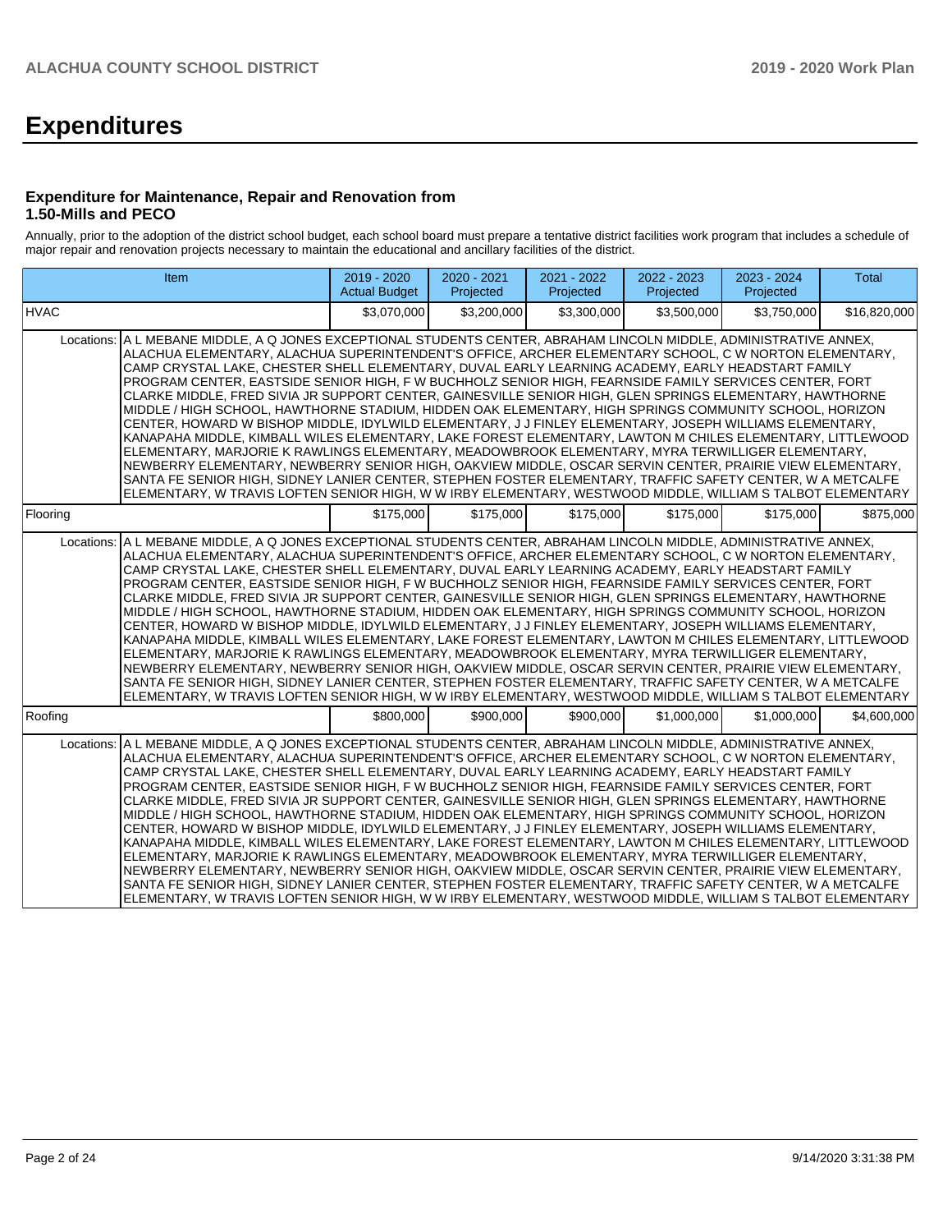# Expenditures

### Expenditure for Maintenance, Repair and Renovation from 1.50-Mills and PECO

Annually, prior to the adoption of the district school budget, each school board must prepare a tentative district facilities work program that includes a schedule of major repair and renovation projects necessary to maintain the educational and ancillary facilities of the district.

| Item | | 2019 - 2020 Actual Budget | 2020 - 2021 Projected | 2021 - 2022 Projected | 2022 - 2023 Projected | 2023 - 2024 Projected | Total |
|---|---|---|---|---|---|---|---|
| HVAC | | $3,070,000 | $3,200,000 | $3,300,000 | $3,500,000 | $3,750,000 | $16,820,000 |
| Locations: | A L MEBANE MIDDLE, A Q JONES EXCEPTIONAL STUDENTS CENTER, ABRAHAM LINCOLN MIDDLE, ADMINISTRATIVE ANNEX, ALACHUA ELEMENTARY, ALACHUA SUPERINTENDENT'S OFFICE, ARCHER ELEMENTARY SCHOOL, C W NORTON ELEMENTARY, CAMP CRYSTAL LAKE, CHESTER SHELL ELEMENTARY, DUVAL EARLY LEARNING ACADEMY, EARLY HEADSTART FAMILY PROGRAM CENTER, EASTSIDE SENIOR HIGH, F W BUCHHOLZ SENIOR HIGH, FEARNSIDE FAMILY SERVICES CENTER, FORT CLARKE MIDDLE, FRED SIVIA JR SUPPORT CENTER, GAINESVILLE SENIOR HIGH, GLEN SPRINGS ELEMENTARY, HAWTHORNE MIDDLE / HIGH SCHOOL, HAWTHORNE STADIUM, HIDDEN OAK ELEMENTARY, HIGH SPRINGS COMMUNITY SCHOOL, HORIZON CENTER, HOWARD W BISHOP MIDDLE, IDYLWILD ELEMENTARY, J J FINLEY ELEMENTARY, JOSEPH WILLIAMS ELEMENTARY, KANAPAHA MIDDLE, KIMBALL WILES ELEMENTARY, LAKE FOREST ELEMENTARY, LAWTON M CHILES ELEMENTARY, LITTLEWOOD ELEMENTARY, MARJORIE K RAWLINGS ELEMENTARY, MEADOWBROOK ELEMENTARY, MYRA TERWILLIGER ELEMENTARY, NEWBERRY ELEMENTARY, NEWBERRY SENIOR HIGH, OAKVIEW MIDDLE, OSCAR SERVIN CENTER, PRAIRIE VIEW ELEMENTARY, SANTA FE SENIOR HIGH, SIDNEY LANIER CENTER, STEPHEN FOSTER ELEMENTARY, TRAFFIC SAFETY CENTER, W A METCALFE ELEMENTARY, W TRAVIS LOFTEN SENIOR HIGH, W W IRBY ELEMENTARY, WESTWOOD MIDDLE, WILLIAM S TALBOT ELEMENTARY | | | | | | |
| Flooring | | $175,000 | $175,000 | $175,000 | $175,000 | $175,000 | $875,000 |
| Locations: | A L MEBANE MIDDLE, A Q JONES EXCEPTIONAL STUDENTS CENTER, ABRAHAM LINCOLN MIDDLE, ADMINISTRATIVE ANNEX, ALACHUA ELEMENTARY, ALACHUA SUPERINTENDENT'S OFFICE, ARCHER ELEMENTARY SCHOOL, C W NORTON ELEMENTARY, CAMP CRYSTAL LAKE, CHESTER SHELL ELEMENTARY, DUVAL EARLY LEARNING ACADEMY, EARLY HEADSTART FAMILY PROGRAM CENTER, EASTSIDE SENIOR HIGH, F W BUCHHOLZ SENIOR HIGH, FEARNSIDE FAMILY SERVICES CENTER, FORT CLARKE MIDDLE, FRED SIVIA JR SUPPORT CENTER, GAINESVILLE SENIOR HIGH, GLEN SPRINGS ELEMENTARY, HAWTHORNE MIDDLE / HIGH SCHOOL, HAWTHORNE STADIUM, HIDDEN OAK ELEMENTARY, HIGH SPRINGS COMMUNITY SCHOOL, HORIZON CENTER, HOWARD W BISHOP MIDDLE, IDYLWILD ELEMENTARY, J J FINLEY ELEMENTARY, JOSEPH WILLIAMS ELEMENTARY, KANAPAHA MIDDLE, KIMBALL WILES ELEMENTARY, LAKE FOREST ELEMENTARY, LAWTON M CHILES ELEMENTARY, LITTLEWOOD ELEMENTARY, MARJORIE K RAWLINGS ELEMENTARY, MEADOWBROOK ELEMENTARY, MYRA TERWILLIGER ELEMENTARY, NEWBERRY ELEMENTARY, NEWBERRY SENIOR HIGH, OAKVIEW MIDDLE, OSCAR SERVIN CENTER, PRAIRIE VIEW ELEMENTARY, SANTA FE SENIOR HIGH, SIDNEY LANIER CENTER, STEPHEN FOSTER ELEMENTARY, TRAFFIC SAFETY CENTER, W A METCALFE ELEMENTARY, W TRAVIS LOFTEN SENIOR HIGH, W W IRBY ELEMENTARY, WESTWOOD MIDDLE, WILLIAM S TALBOT ELEMENTARY | | | | | | |
| Roofing | | $800,000 | $900,000 | $900,000 | $1,000,000 | $1,000,000 | $4,600,000 |
| Locations: | A L MEBANE MIDDLE, A Q JONES EXCEPTIONAL STUDENTS CENTER, ABRAHAM LINCOLN MIDDLE, ADMINISTRATIVE ANNEX, ALACHUA ELEMENTARY, ALACHUA SUPERINTENDENT'S OFFICE, ARCHER ELEMENTARY SCHOOL, C W NORTON ELEMENTARY, CAMP CRYSTAL LAKE, CHESTER SHELL ELEMENTARY, DUVAL EARLY LEARNING ACADEMY, EARLY HEADSTART FAMILY PROGRAM CENTER, EASTSIDE SENIOR HIGH, F W BUCHHOLZ SENIOR HIGH, FEARNSIDE FAMILY SERVICES CENTER, FORT CLARKE MIDDLE, FRED SIVIA JR SUPPORT CENTER, GAINESVILLE SENIOR HIGH, GLEN SPRINGS ELEMENTARY, HAWTHORNE MIDDLE / HIGH SCHOOL, HAWTHORNE STADIUM, HIDDEN OAK ELEMENTARY, HIGH SPRINGS COMMUNITY SCHOOL, HORIZON CENTER, HOWARD W BISHOP MIDDLE, IDYLWILD ELEMENTARY, J J FINLEY ELEMENTARY, JOSEPH WILLIAMS ELEMENTARY, KANAPAHA MIDDLE, KIMBALL WILES ELEMENTARY, LAKE FOREST ELEMENTARY, LAWTON M CHILES ELEMENTARY, LITTLEWOOD ELEMENTARY, MARJORIE K RAWLINGS ELEMENTARY, MEADOWBROOK ELEMENTARY, MYRA TERWILLIGER ELEMENTARY, NEWBERRY ELEMENTARY, NEWBERRY SENIOR HIGH, OAKVIEW MIDDLE, OSCAR SERVIN CENTER, PRAIRIE VIEW ELEMENTARY, SANTA FE SENIOR HIGH, SIDNEY LANIER CENTER, STEPHEN FOSTER ELEMENTARY, TRAFFIC SAFETY CENTER, W A METCALFE ELEMENTARY, W TRAVIS LOFTEN SENIOR HIGH, W W IRBY ELEMENTARY, WESTWOOD MIDDLE, WILLIAM S TALBOT ELEMENTARY | | | | | | |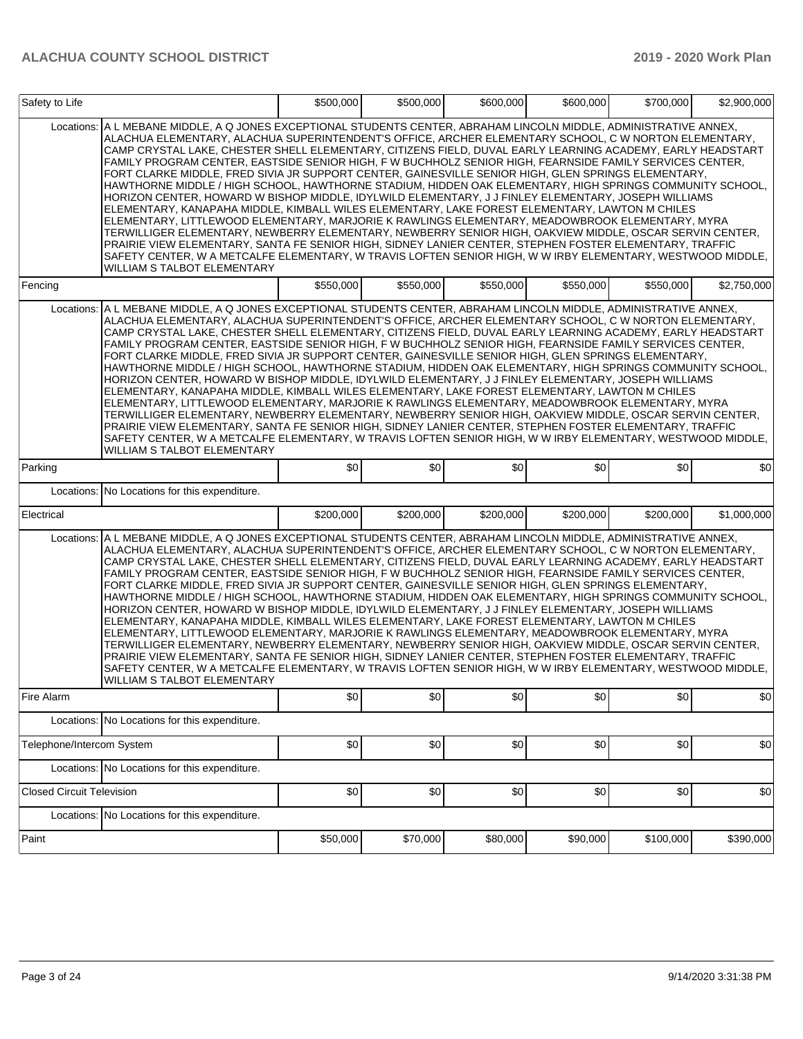| Safety to Life | | $500,000 | $500,000 | $600,000 | $600,000 | $700,000 | $2,900,000 |
|---|---|---|---|---|---|---|---|
| | Locations: | A L MEBANE MIDDLE, A Q JONES EXCEPTIONAL STUDENTS CENTER, ABRAHAM LINCOLN MIDDLE, ADMINISTRATIVE ANNEX, ALACHUA ELEMENTARY, ALACHUA SUPERINTENDENT'S OFFICE, ARCHER ELEMENTARY SCHOOL, C W NORTON ELEMENTARY, CAMP CRYSTAL LAKE, CHESTER SHELL ELEMENTARY, CITIZENS FIELD, DUVAL EARLY LEARNING ACADEMY, EARLY HEADSTART FAMILY PROGRAM CENTER, EASTSIDE SENIOR HIGH, F W BUCHHOLZ SENIOR HIGH, FEARNSIDE FAMILY SERVICES CENTER, FORT CLARKE MIDDLE, FRED SIVIA JR SUPPORT CENTER, GAINESVILLE SENIOR HIGH, GLEN SPRINGS ELEMENTARY, HAWTHORNE MIDDLE / HIGH SCHOOL, HAWTHORNE STADIUM, HIDDEN OAK ELEMENTARY, HIGH SPRINGS COMMUNITY SCHOOL, HORIZON CENTER, HOWARD W BISHOP MIDDLE, IDYLWILD ELEMENTARY, J J FINLEY ELEMENTARY, JOSEPH WILLIAMS ELEMENTARY, KANAPAHA MIDDLE, KIMBALL WILES ELEMENTARY, LAKE FOREST ELEMENTARY, LAWTON M CHILES ELEMENTARY, LITTLEWOOD ELEMENTARY, MARJORIE K RAWLINGS ELEMENTARY, MEADOWBROOK ELEMENTARY, MYRA TERWILLIGER ELEMENTARY, NEWBERRY ELEMENTARY, NEWBERRY SENIOR HIGH, OAKVIEW MIDDLE, OSCAR SERVIN CENTER, PRAIRIE VIEW ELEMENTARY, SANTA FE SENIOR HIGH, SIDNEY LANIER CENTER, STEPHEN FOSTER ELEMENTARY, TRAFFIC SAFETY CENTER, W A METCALFE ELEMENTARY, W TRAVIS LOFTEN SENIOR HIGH, W W IRBY ELEMENTARY, WESTWOOD MIDDLE, WILLIAM S TALBOT ELEMENTARY | | | | | |
| Fencing | | $550,000 | $550,000 | $550,000 | $550,000 | $550,000 | $2,750,000 |
| | Locations: | A L MEBANE MIDDLE, A Q JONES EXCEPTIONAL STUDENTS CENTER, ABRAHAM LINCOLN MIDDLE, ADMINISTRATIVE ANNEX, ALACHUA ELEMENTARY, ALACHUA SUPERINTENDENT'S OFFICE, ARCHER ELEMENTARY SCHOOL, C W NORTON ELEMENTARY, CAMP CRYSTAL LAKE, CHESTER SHELL ELEMENTARY, CITIZENS FIELD, DUVAL EARLY LEARNING ACADEMY, EARLY HEADSTART FAMILY PROGRAM CENTER, EASTSIDE SENIOR HIGH, F W BUCHHOLZ SENIOR HIGH, FEARNSIDE FAMILY SERVICES CENTER, FORT CLARKE MIDDLE, FRED SIVIA JR SUPPORT CENTER, GAINESVILLE SENIOR HIGH, GLEN SPRINGS ELEMENTARY, HAWTHORNE MIDDLE / HIGH SCHOOL, HAWTHORNE STADIUM, HIDDEN OAK ELEMENTARY, HIGH SPRINGS COMMUNITY SCHOOL, HORIZON CENTER, HOWARD W BISHOP MIDDLE, IDYLWILD ELEMENTARY, J J FINLEY ELEMENTARY, JOSEPH WILLIAMS ELEMENTARY, KANAPAHA MIDDLE, KIMBALL WILES ELEMENTARY, LAKE FOREST ELEMENTARY, LAWTON M CHILES ELEMENTARY, LITTLEWOOD ELEMENTARY, MARJORIE K RAWLINGS ELEMENTARY, MEADOWBROOK ELEMENTARY, MYRA TERWILLIGER ELEMENTARY, NEWBERRY ELEMENTARY, NEWBERRY SENIOR HIGH, OAKVIEW MIDDLE, OSCAR SERVIN CENTER, PRAIRIE VIEW ELEMENTARY, SANTA FE SENIOR HIGH, SIDNEY LANIER CENTER, STEPHEN FOSTER ELEMENTARY, TRAFFIC SAFETY CENTER, W A METCALFE ELEMENTARY, W TRAVIS LOFTEN SENIOR HIGH, W W IRBY ELEMENTARY, WESTWOOD MIDDLE, WILLIAM S TALBOT ELEMENTARY | | | | | |
| Parking | | $0 | $0 | $0 | $0 | $0 | $0 |
| | Locations: | No Locations for this expenditure. | | | | | |
| Electrical | | $200,000 | $200,000 | $200,000 | $200,000 | $200,000 | $1,000,000 |
| | Locations: | A L MEBANE MIDDLE, A Q JONES EXCEPTIONAL STUDENTS CENTER, ABRAHAM LINCOLN MIDDLE, ADMINISTRATIVE ANNEX, ALACHUA ELEMENTARY, ALACHUA SUPERINTENDENT'S OFFICE, ARCHER ELEMENTARY SCHOOL, C W NORTON ELEMENTARY, CAMP CRYSTAL LAKE, CHESTER SHELL ELEMENTARY, CITIZENS FIELD, DUVAL EARLY LEARNING ACADEMY, EARLY HEADSTART FAMILY PROGRAM CENTER, EASTSIDE SENIOR HIGH, F W BUCHHOLZ SENIOR HIGH, FEARNSIDE FAMILY SERVICES CENTER, FORT CLARKE MIDDLE, FRED SIVIA JR SUPPORT CENTER, GAINESVILLE SENIOR HIGH, GLEN SPRINGS ELEMENTARY, HAWTHORNE MIDDLE / HIGH SCHOOL, HAWTHORNE STADIUM, HIDDEN OAK ELEMENTARY, HIGH SPRINGS COMMUNITY SCHOOL, HORIZON CENTER, HOWARD W BISHOP MIDDLE, IDYLWILD ELEMENTARY, J J FINLEY ELEMENTARY, JOSEPH WILLIAMS ELEMENTARY, KANAPAHA MIDDLE, KIMBALL WILES ELEMENTARY, LAKE FOREST ELEMENTARY, LAWTON M CHILES ELEMENTARY, LITTLEWOOD ELEMENTARY, MARJORIE K RAWLINGS ELEMENTARY, MEADOWBROOK ELEMENTARY, MYRA TERWILLIGER ELEMENTARY, NEWBERRY ELEMENTARY, NEWBERRY SENIOR HIGH, OAKVIEW MIDDLE, OSCAR SERVIN CENTER, PRAIRIE VIEW ELEMENTARY, SANTA FE SENIOR HIGH, SIDNEY LANIER CENTER, STEPHEN FOSTER ELEMENTARY, TRAFFIC SAFETY CENTER, W A METCALFE ELEMENTARY, W TRAVIS LOFTEN SENIOR HIGH, W W IRBY ELEMENTARY, WESTWOOD MIDDLE, WILLIAM S TALBOT ELEMENTARY | | | | | |
| Fire Alarm | | $0 | $0 | $0 | $0 | $0 | $0 |
| | Locations: | No Locations for this expenditure. | | | | | |
| Telephone/Intercom System | | $0 | $0 | $0 | $0 | $0 | $0 |
| | Locations: | No Locations for this expenditure. | | | | | |
| Closed Circuit Television | | $0 | $0 | $0 | $0 | $0 | $0 |
| | Locations: | No Locations for this expenditure. | | | | | |
| Paint | | $50,000 | $70,000 | $80,000 | $90,000 | $100,000 | $390,000 |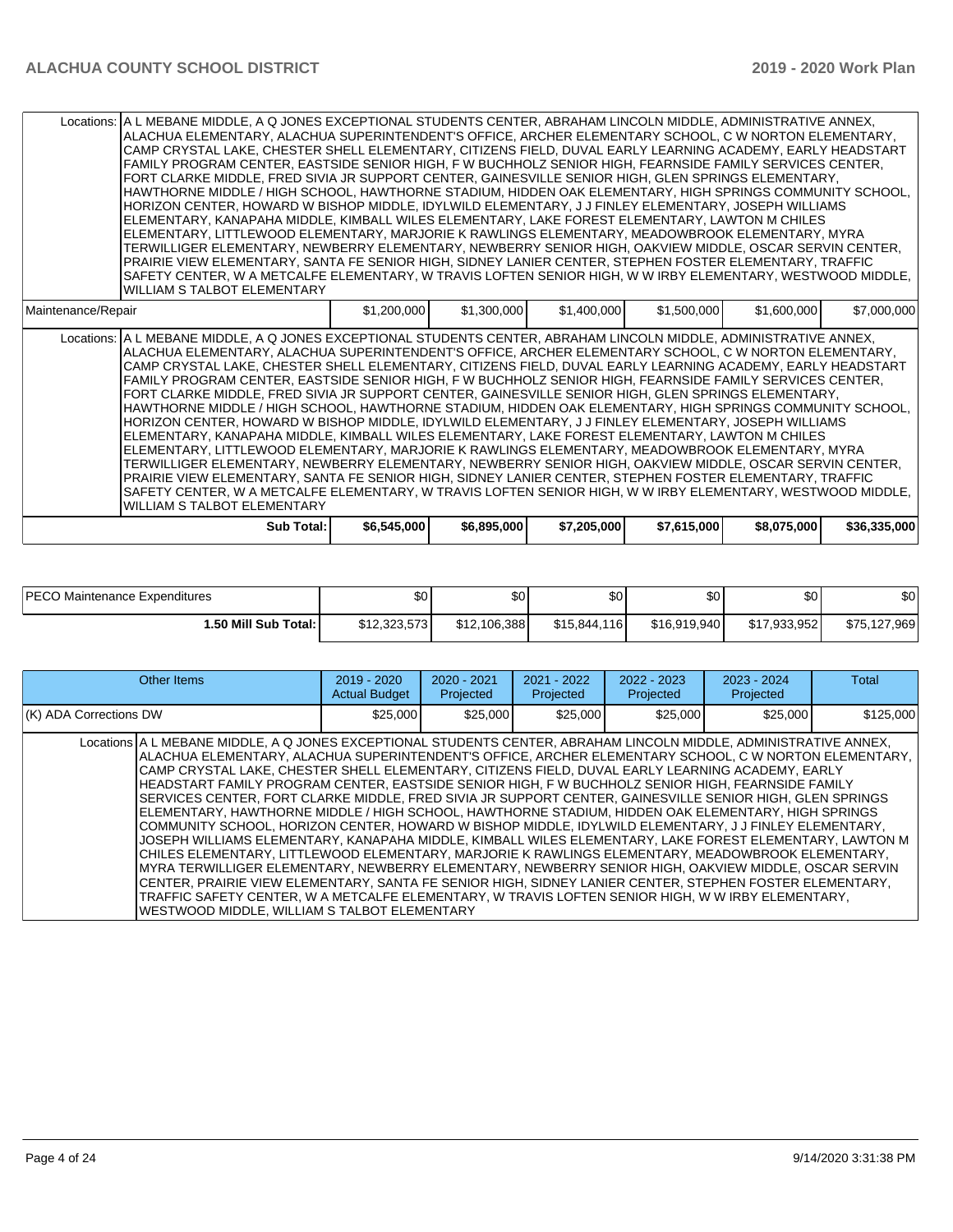| | | | | | | |
|---|---|---|---|---|---|---|
| Locations: | A L MEBANE MIDDLE, A Q JONES EXCEPTIONAL STUDENTS CENTER, ABRAHAM LINCOLN MIDDLE, ADMINISTRATIVE ANNEX, ALACHUA ELEMENTARY, ALACHUA SUPERINTENDENT'S OFFICE, ARCHER ELEMENTARY SCHOOL, C W NORTON ELEMENTARY, CAMP CRYSTAL LAKE, CHESTER SHELL ELEMENTARY, CITIZENS FIELD, DUVAL EARLY LEARNING ACADEMY, EARLY HEADSTART FAMILY PROGRAM CENTER, EASTSIDE SENIOR HIGH, F W BUCHHOLZ SENIOR HIGH, FEARNSIDE FAMILY SERVICES CENTER, FORT CLARKE MIDDLE, FRED SIVIA JR SUPPORT CENTER, GAINESVILLE SENIOR HIGH, GLEN SPRINGS ELEMENTARY, HAWTHORNE MIDDLE / HIGH SCHOOL, HAWTHORNE STADIUM, HIDDEN OAK ELEMENTARY, HIGH SPRINGS COMMUNITY SCHOOL, HORIZON CENTER, HOWARD W BISHOP MIDDLE, IDYLWILD ELEMENTARY, J J FINLEY ELEMENTARY, JOSEPH WILLIAMS ELEMENTARY, KANAPAHA MIDDLE, KIMBALL WILES ELEMENTARY, LAKE FOREST ELEMENTARY, LAWTON M CHILES ELEMENTARY, LITTLEWOOD ELEMENTARY, MARJORIE K RAWLINGS ELEMENTARY, MEADOWBROOK ELEMENTARY, MYRA TERWILLIGER ELEMENTARY, NEWBERRY ELEMENTARY, NEWBERRY SENIOR HIGH, OAKVIEW MIDDLE, OSCAR SERVIN CENTER, PRAIRIE VIEW ELEMENTARY, SANTA FE SENIOR HIGH, SIDNEY LANIER CENTER, STEPHEN FOSTER ELEMENTARY, TRAFFIC SAFETY CENTER, W A METCALFE ELEMENTARY, W TRAVIS LOFTEN SENIOR HIGH, W W IRBY ELEMENTARY, WESTWOOD MIDDLE, WILLIAM S TALBOT ELEMENTARY | | | | | |
| Maintenance/Repair | | $1,200,000 | $1,300,000 | $1,400,000 | $1,500,000 | $1,600,000 | $7,000,000 |
| Locations: | A L MEBANE MIDDLE, A Q JONES EXCEPTIONAL STUDENTS CENTER, ABRAHAM LINCOLN MIDDLE, ADMINISTRATIVE ANNEX, ALACHUA ELEMENTARY, ALACHUA SUPERINTENDENT'S OFFICE, ARCHER ELEMENTARY SCHOOL, C W NORTON ELEMENTARY, CAMP CRYSTAL LAKE, CHESTER SHELL ELEMENTARY, CITIZENS FIELD, DUVAL EARLY LEARNING ACADEMY, EARLY HEADSTART FAMILY PROGRAM CENTER, EASTSIDE SENIOR HIGH, F W BUCHHOLZ SENIOR HIGH, FEARNSIDE FAMILY SERVICES CENTER, FORT CLARKE MIDDLE, FRED SIVIA JR SUPPORT CENTER, GAINESVILLE SENIOR HIGH, GLEN SPRINGS ELEMENTARY, HAWTHORNE MIDDLE / HIGH SCHOOL, HAWTHORNE STADIUM, HIDDEN OAK ELEMENTARY, HIGH SPRINGS COMMUNITY SCHOOL, HORIZON CENTER, HOWARD W BISHOP MIDDLE, IDYLWILD ELEMENTARY, J J FINLEY ELEMENTARY, JOSEPH WILLIAMS ELEMENTARY, KANAPAHA MIDDLE, KIMBALL WILES ELEMENTARY, LAKE FOREST ELEMENTARY, LAWTON M CHILES ELEMENTARY, LITTLEWOOD ELEMENTARY, MARJORIE K RAWLINGS ELEMENTARY, MEADOWBROOK ELEMENTARY, MYRA TERWILLIGER ELEMENTARY, NEWBERRY ELEMENTARY, NEWBERRY SENIOR HIGH, OAKVIEW MIDDLE, OSCAR SERVIN CENTER, PRAIRIE VIEW ELEMENTARY, SANTA FE SENIOR HIGH, SIDNEY LANIER CENTER, STEPHEN FOSTER ELEMENTARY, TRAFFIC SAFETY CENTER, W A METCALFE ELEMENTARY, W TRAVIS LOFTEN SENIOR HIGH, W W IRBY ELEMENTARY, WESTWOOD MIDDLE, WILLIAM S TALBOT ELEMENTARY | | | | | |
| | **Sub Total:** | **$6,545,000** | **$6,895,000** | **$7,205,000** | **$7,615,000** | **$8,075,000** | **$36,335,000** |

| | | | | | | |
|---|---|---|---|---|---|---|
| PECO Maintenance Expenditures | $0 | $0 | $0 | $0 | $0 | $0 |
| **1.50 Mill Sub Total:** | $12,323,573 | $12,106,388 | $15,844,116 | $16,919,940 | $17,933,952 | $75,127,969 |

| Other Items | | 2019 - 2020 Actual Budget | 2020 - 2021 Projected | 2021 - 2022 Projected | 2022 - 2023 Projected | 2023 - 2024 Projected | Total |
|---|---|---|---|---|---|---|---|
| (K) ADA Corrections DW | | $25,000 | $25,000 | $25,000 | $25,000 | $25,000 | $125,000 |
| Locations | A L MEBANE MIDDLE, A Q JONES EXCEPTIONAL STUDENTS CENTER, ABRAHAM LINCOLN MIDDLE, ADMINISTRATIVE ANNEX, ALACHUA ELEMENTARY, ALACHUA SUPERINTENDENT'S OFFICE, ARCHER ELEMENTARY SCHOOL, C W NORTON ELEMENTARY, CAMP CRYSTAL LAKE, CHESTER SHELL ELEMENTARY, CITIZENS FIELD, DUVAL EARLY LEARNING ACADEMY, EARLY HEADSTART FAMILY PROGRAM CENTER, EASTSIDE SENIOR HIGH, F W BUCHHOLZ SENIOR HIGH, FEARNSIDE FAMILY SERVICES CENTER, FORT CLARKE MIDDLE, FRED SIVIA JR SUPPORT CENTER, GAINESVILLE SENIOR HIGH, GLEN SPRINGS ELEMENTARY, HAWTHORNE MIDDLE / HIGH SCHOOL, HAWTHORNE STADIUM, HIDDEN OAK ELEMENTARY, HIGH SPRINGS COMMUNITY SCHOOL, HORIZON CENTER, HOWARD W BISHOP MIDDLE, IDYLWILD ELEMENTARY, J J FINLEY ELEMENTARY, JOSEPH WILLIAMS ELEMENTARY, KANAPAHA MIDDLE, KIMBALL WILES ELEMENTARY, LAKE FOREST ELEMENTARY, LAWTON M CHILES ELEMENTARY, LITTLEWOOD ELEMENTARY, MARJORIE K RAWLINGS ELEMENTARY, MEADOWBROOK ELEMENTARY, MYRA TERWILLIGER ELEMENTARY, NEWBERRY ELEMENTARY, NEWBERRY SENIOR HIGH, OAKVIEW MIDDLE, OSCAR SERVIN CENTER, PRAIRIE VIEW ELEMENTARY, SANTA FE SENIOR HIGH, SIDNEY LANIER CENTER, STEPHEN FOSTER ELEMENTARY, TRAFFIC SAFETY CENTER, W A METCALFE ELEMENTARY, W TRAVIS LOFTEN SENIOR HIGH, W W IRBY ELEMENTARY, WESTWOOD MIDDLE, WILLIAM S TALBOT ELEMENTARY | | | | | | |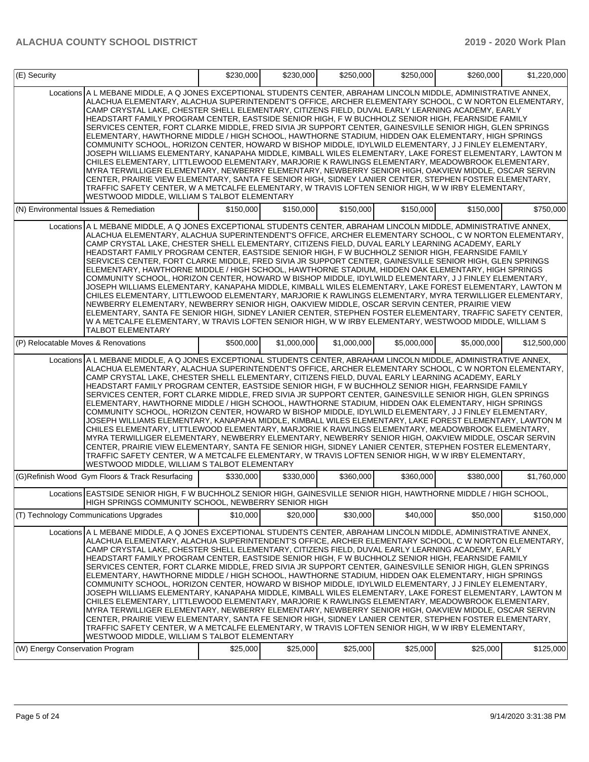| | | | | | | |
|---|---|---|---|---|---|---|
| (E) Security | | $230,000 | $230,000 | $250,000 | $250,000 | $260,000 | $1,220,000 |
| Locations | A L MEBANE MIDDLE, A Q JONES EXCEPTIONAL STUDENTS CENTER, ABRAHAM LINCOLN MIDDLE, ADMINISTRATIVE ANNEX, ALACHUA ELEMENTARY, ALACHUA SUPERINTENDENT'S OFFICE, ARCHER ELEMENTARY SCHOOL, C W NORTON ELEMENTARY, CAMP CRYSTAL LAKE, CHESTER SHELL ELEMENTARY, CITIZENS FIELD, DUVAL EARLY LEARNING ACADEMY, EARLY HEADSTART FAMILY PROGRAM CENTER, EASTSIDE SENIOR HIGH, F W BUCHHOLZ SENIOR HIGH, FEARNSIDE FAMILY SERVICES CENTER, FORT CLARKE MIDDLE, FRED SIVIA JR SUPPORT CENTER, GAINESVILLE SENIOR HIGH, GLEN SPRINGS ELEMENTARY, HAWTHORNE MIDDLE / HIGH SCHOOL, HAWTHORNE STADIUM, HIDDEN OAK ELEMENTARY, HIGH SPRINGS COMMUNITY SCHOOL, HORIZON CENTER, HOWARD W BISHOP MIDDLE, IDYLWILD ELEMENTARY, J J FINLEY ELEMENTARY, JOSEPH WILLIAMS ELEMENTARY, KANAPAHA MIDDLE, KIMBALL WILES ELEMENTARY, LAKE FOREST ELEMENTARY, LAWTON M CHILES ELEMENTARY, LITTLEWOOD ELEMENTARY, MARJORIE K RAWLINGS ELEMENTARY, MEADOWBROOK ELEMENTARY, MYRA TERWILLIGER ELEMENTARY, NEWBERRY ELEMENTARY, NEWBERRY SENIOR HIGH, OAKVIEW MIDDLE, OSCAR SERVIN CENTER, PRAIRIE VIEW ELEMENTARY, SANTA FE SENIOR HIGH, SIDNEY LANIER CENTER, STEPHEN FOSTER ELEMENTARY, TRAFFIC SAFETY CENTER, W A METCALFE ELEMENTARY, W TRAVIS LOFTEN SENIOR HIGH, W W IRBY ELEMENTARY, WESTWOOD MIDDLE, WILLIAM S TALBOT ELEMENTARY | | | | | | |
| (N) Environmental Issues & Remediation | | $150,000 | $150,000 | $150,000 | $150,000 | $150,000 | $750,000 |
| Locations | A L MEBANE MIDDLE, A Q JONES EXCEPTIONAL STUDENTS CENTER, ABRAHAM LINCOLN MIDDLE, ADMINISTRATIVE ANNEX, ALACHUA ELEMENTARY, ALACHUA SUPERINTENDENT'S OFFICE, ARCHER ELEMENTARY SCHOOL, C W NORTON ELEMENTARY, CAMP CRYSTAL LAKE, CHESTER SHELL ELEMENTARY, CITIZENS FIELD, DUVAL EARLY LEARNING ACADEMY, EARLY HEADSTART FAMILY PROGRAM CENTER, EASTSIDE SENIOR HIGH, F W BUCHHOLZ SENIOR HIGH, FEARNSIDE FAMILY SERVICES CENTER, FORT CLARKE MIDDLE, FRED SIVIA JR SUPPORT CENTER, GAINESVILLE SENIOR HIGH, GLEN SPRINGS ELEMENTARY, HAWTHORNE MIDDLE / HIGH SCHOOL, HAWTHORNE STADIUM, HIDDEN OAK ELEMENTARY, HIGH SPRINGS COMMUNITY SCHOOL, HORIZON CENTER, HOWARD W BISHOP MIDDLE, IDYLWILD ELEMENTARY, J J FINLEY ELEMENTARY, JOSEPH WILLIAMS ELEMENTARY, KANAPAHA MIDDLE, KIMBALL WILES ELEMENTARY, LAKE FOREST ELEMENTARY, LAWTON M CHILES ELEMENTARY, LITTLEWOOD ELEMENTARY, MARJORIE K RAWLINGS ELEMENTARY, MYRA TERWILLIGER ELEMENTARY, NEWBERRY ELEMENTARY, NEWBERRY SENIOR HIGH, OAKVIEW MIDDLE, OSCAR SERVIN CENTER, PRAIRIE VIEW ELEMENTARY, SANTA FE SENIOR HIGH, SIDNEY LANIER CENTER, STEPHEN FOSTER ELEMENTARY, TRAFFIC SAFETY CENTER, W A METCALFE ELEMENTARY, W TRAVIS LOFTEN SENIOR HIGH, W W IRBY ELEMENTARY, WESTWOOD MIDDLE, WILLIAM S TALBOT ELEMENTARY | | | | | | |
| (P) Relocatable Moves & Renovations | | $500,000 | $1,000,000 | $1,000,000 | $5,000,000 | $5,000,000 | $12,500,000 |
| Locations | A L MEBANE MIDDLE, A Q JONES EXCEPTIONAL STUDENTS CENTER, ABRAHAM LINCOLN MIDDLE, ADMINISTRATIVE ANNEX, ALACHUA ELEMENTARY, ALACHUA SUPERINTENDENT'S OFFICE, ARCHER ELEMENTARY SCHOOL, C W NORTON ELEMENTARY, CAMP CRYSTAL LAKE, CHESTER SHELL ELEMENTARY, CITIZENS FIELD, DUVAL EARLY LEARNING ACADEMY, EARLY HEADSTART FAMILY PROGRAM CENTER, EASTSIDE SENIOR HIGH, F W BUCHHOLZ SENIOR HIGH, FEARNSIDE FAMILY SERVICES CENTER, FORT CLARKE MIDDLE, FRED SIVIA JR SUPPORT CENTER, GAINESVILLE SENIOR HIGH, GLEN SPRINGS ELEMENTARY, HAWTHORNE MIDDLE / HIGH SCHOOL, HAWTHORNE STADIUM, HIDDEN OAK ELEMENTARY, HIGH SPRINGS COMMUNITY SCHOOL, HORIZON CENTER, HOWARD W BISHOP MIDDLE, IDYLWILD ELEMENTARY, J J FINLEY ELEMENTARY, JOSEPH WILLIAMS ELEMENTARY, KANAPAHA MIDDLE, KIMBALL WILES ELEMENTARY, LAKE FOREST ELEMENTARY, LAWTON M CHILES ELEMENTARY, LITTLEWOOD ELEMENTARY, MARJORIE K RAWLINGS ELEMENTARY, MEADOWBROOK ELEMENTARY, MYRA TERWILLIGER ELEMENTARY, NEWBERRY ELEMENTARY, NEWBERRY SENIOR HIGH, OAKVIEW MIDDLE, OSCAR SERVIN CENTER, PRAIRIE VIEW ELEMENTARY, SANTA FE SENIOR HIGH, SIDNEY LANIER CENTER, STEPHEN FOSTER ELEMENTARY, TRAFFIC SAFETY CENTER, W A METCALFE ELEMENTARY, W TRAVIS LOFTEN SENIOR HIGH, W W IRBY ELEMENTARY, WESTWOOD MIDDLE, WILLIAM S TALBOT ELEMENTARY | | | | | | |
| (G)Refinish Wood Gym Floors & Track Resurfacing | | $330,000 | $330,000 | $360,000 | $360,000 | $380,000 | $1,760,000 |
| Locations | EASTSIDE SENIOR HIGH, F W BUCHHOLZ SENIOR HIGH, GAINESVILLE SENIOR HIGH, HAWTHORNE MIDDLE / HIGH SCHOOL, HIGH SPRINGS COMMUNITY SCHOOL, NEWBERRY SENIOR HIGH | | | | | | |
| (T) Technology Communications Upgrades | | $10,000 | $20,000 | $30,000 | $40,000 | $50,000 | $150,000 |
| Locations | A L MEBANE MIDDLE, A Q JONES EXCEPTIONAL STUDENTS CENTER, ABRAHAM LINCOLN MIDDLE, ADMINISTRATIVE ANNEX, ALACHUA ELEMENTARY, ALACHUA SUPERINTENDENT'S OFFICE, ARCHER ELEMENTARY SCHOOL, C W NORTON ELEMENTARY, CAMP CRYSTAL LAKE, CHESTER SHELL ELEMENTARY, CITIZENS FIELD, DUVAL EARLY LEARNING ACADEMY, EARLY HEADSTART FAMILY PROGRAM CENTER, EASTSIDE SENIOR HIGH, F W BUCHHOLZ SENIOR HIGH, FEARNSIDE FAMILY SERVICES CENTER, FORT CLARKE MIDDLE, FRED SIVIA JR SUPPORT CENTER, GAINESVILLE SENIOR HIGH, GLEN SPRINGS ELEMENTARY, HAWTHORNE MIDDLE / HIGH SCHOOL, HAWTHORNE STADIUM, HIDDEN OAK ELEMENTARY, HIGH SPRINGS COMMUNITY SCHOOL, HORIZON CENTER, HOWARD W BISHOP MIDDLE, IDYLWILD ELEMENTARY, J J FINLEY ELEMENTARY, JOSEPH WILLIAMS ELEMENTARY, KANAPAHA MIDDLE, KIMBALL WILES ELEMENTARY, LAKE FOREST ELEMENTARY, LAWTON M CHILES ELEMENTARY, LITTLEWOOD ELEMENTARY, MARJORIE K RAWLINGS ELEMENTARY, MEADOWBROOK ELEMENTARY, MYRA TERWILLIGER ELEMENTARY, NEWBERRY ELEMENTARY, NEWBERRY SENIOR HIGH, OAKVIEW MIDDLE, OSCAR SERVIN CENTER, PRAIRIE VIEW ELEMENTARY, SANTA FE SENIOR HIGH, SIDNEY LANIER CENTER, STEPHEN FOSTER ELEMENTARY, TRAFFIC SAFETY CENTER, W A METCALFE ELEMENTARY, W TRAVIS LOFTEN SENIOR HIGH, W W IRBY ELEMENTARY, WESTWOOD MIDDLE, WILLIAM S TALBOT ELEMENTARY | | | | | | |
| (W) Energy Conservation Program | | $25,000 | $25,000 | $25,000 | $25,000 | $25,000 | $125,000 |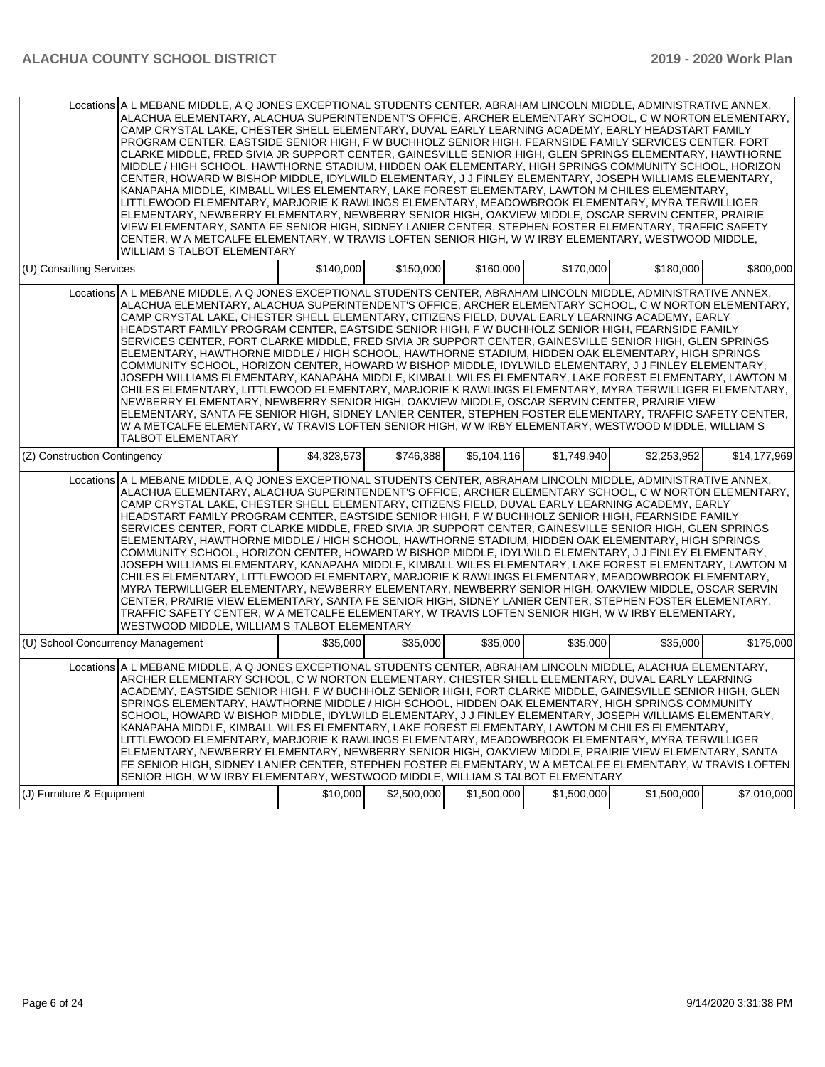| | | | | | | |
|---|---|---|---|---|---|---|
| Locations | A L MEBANE MIDDLE, A Q JONES EXCEPTIONAL STUDENTS CENTER, ABRAHAM LINCOLN MIDDLE, ADMINISTRATIVE ANNEX, ALACHUA ELEMENTARY, ALACHUA SUPERINTENDENT'S OFFICE, ARCHER ELEMENTARY SCHOOL, C W NORTON ELEMENTARY, CAMP CRYSTAL LAKE, CHESTER SHELL ELEMENTARY, DUVAL EARLY LEARNING ACADEMY, EARLY HEADSTART FAMILY PROGRAM CENTER, EASTSIDE SENIOR HIGH, F W BUCHHOLZ SENIOR HIGH, FEARNSIDE FAMILY SERVICES CENTER, FORT CLARKE MIDDLE, FRED SIVIA JR SUPPORT CENTER, GAINESVILLE SENIOR HIGH, GLEN SPRINGS ELEMENTARY, HAWTHORNE MIDDLE / HIGH SCHOOL, HAWTHORNE STADIUM, HIDDEN OAK ELEMENTARY, HIGH SPRINGS COMMUNITY SCHOOL, HORIZON CENTER, HOWARD W BISHOP MIDDLE, IDYLWILD ELEMENTARY, J J FINLEY ELEMENTARY, JOSEPH WILLIAMS ELEMENTARY, KANAPAHA MIDDLE, KIMBALL WILES ELEMENTARY, LAKE FOREST ELEMENTARY, LAWTON M CHILES ELEMENTARY, LITTLEWOOD ELEMENTARY, MARJORIE K RAWLINGS ELEMENTARY, MEADOWBROOK ELEMENTARY, MYRA TERWILLIGER ELEMENTARY, NEWBERRY ELEMENTARY, NEWBERRY SENIOR HIGH, OAKVIEW MIDDLE, OSCAR SERVIN CENTER, PRAIRIE VIEW ELEMENTARY, SANTA FE SENIOR HIGH, SIDNEY LANIER CENTER, STEPHEN FOSTER ELEMENTARY, TRAFFIC SAFETY CENTER, W A METCALFE ELEMENTARY, W TRAVIS LOFTEN SENIOR HIGH, W W IRBY ELEMENTARY, WESTWOOD MIDDLE, WILLIAM S TALBOT ELEMENTARY | | | | | |
| (U) Consulting Services | | $140,000 | $150,000 | $160,000 | $170,000 | $180,000 | $800,000 |
| Locations | A L MEBANE MIDDLE, A Q JONES EXCEPTIONAL STUDENTS CENTER, ABRAHAM LINCOLN MIDDLE, ADMINISTRATIVE ANNEX, ALACHUA ELEMENTARY, ALACHUA SUPERINTENDENT'S OFFICE, ARCHER ELEMENTARY SCHOOL, C W NORTON ELEMENTARY, CAMP CRYSTAL LAKE, CHESTER SHELL ELEMENTARY, CITIZENS FIELD, DUVAL EARLY LEARNING ACADEMY, EARLY HEADSTART FAMILY PROGRAM CENTER, EASTSIDE SENIOR HIGH, F W BUCHHOLZ SENIOR HIGH, FEARNSIDE FAMILY SERVICES CENTER, FORT CLARKE MIDDLE, FRED SIVIA JR SUPPORT CENTER, GAINESVILLE SENIOR HIGH, GLEN SPRINGS ELEMENTARY, HAWTHORNE MIDDLE / HIGH SCHOOL, HAWTHORNE STADIUM, HIDDEN OAK ELEMENTARY, HIGH SPRINGS COMMUNITY SCHOOL, HORIZON CENTER, HOWARD W BISHOP MIDDLE, IDYLWILD ELEMENTARY, J J FINLEY ELEMENTARY, JOSEPH WILLIAMS ELEMENTARY, KANAPAHA MIDDLE, KIMBALL WILES ELEMENTARY, LAKE FOREST ELEMENTARY, LAWTON M CHILES ELEMENTARY, LITTLEWOOD ELEMENTARY, MARJORIE K RAWLINGS ELEMENTARY, MYRA TERWILLIGER ELEMENTARY, NEWBERRY ELEMENTARY, NEWBERRY SENIOR HIGH, OAKVIEW MIDDLE, OSCAR SERVIN CENTER, PRAIRIE VIEW ELEMENTARY, SANTA FE SENIOR HIGH, SIDNEY LANIER CENTER, STEPHEN FOSTER ELEMENTARY, TRAFFIC SAFETY CENTER, W A METCALFE ELEMENTARY, W TRAVIS LOFTEN SENIOR HIGH, W W IRBY ELEMENTARY, WESTWOOD MIDDLE, WILLIAM S TALBOT ELEMENTARY | | | | | |
| (Z) Construction Contingency | | $4,323,573 | $746,388 | $5,104,116 | $1,749,940 | $2,253,952 | $14,177,969 |
| Locations | A L MEBANE MIDDLE, A Q JONES EXCEPTIONAL STUDENTS CENTER, ABRAHAM LINCOLN MIDDLE, ADMINISTRATIVE ANNEX, ALACHUA ELEMENTARY, ALACHUA SUPERINTENDENT'S OFFICE, ARCHER ELEMENTARY SCHOOL, C W NORTON ELEMENTARY, CAMP CRYSTAL LAKE, CHESTER SHELL ELEMENTARY, CITIZENS FIELD, DUVAL EARLY LEARNING ACADEMY, EARLY HEADSTART FAMILY PROGRAM CENTER, EASTSIDE SENIOR HIGH, F W BUCHHOLZ SENIOR HIGH, FEARNSIDE FAMILY SERVICES CENTER, FORT CLARKE MIDDLE, FRED SIVIA JR SUPPORT CENTER, GAINESVILLE SENIOR HIGH, GLEN SPRINGS ELEMENTARY, HAWTHORNE MIDDLE / HIGH SCHOOL, HAWTHORNE STADIUM, HIDDEN OAK ELEMENTARY, HIGH SPRINGS COMMUNITY SCHOOL, HORIZON CENTER, HOWARD W BISHOP MIDDLE, IDYLWILD ELEMENTARY, J J FINLEY ELEMENTARY, JOSEPH WILLIAMS ELEMENTARY, KANAPAHA MIDDLE, KIMBALL WILES ELEMENTARY, LAKE FOREST ELEMENTARY, LAWTON M CHILES ELEMENTARY, LITTLEWOOD ELEMENTARY, MARJORIE K RAWLINGS ELEMENTARY, MEADOWBROOK ELEMENTARY, MYRA TERWILLIGER ELEMENTARY, NEWBERRY ELEMENTARY, NEWBERRY SENIOR HIGH, OAKVIEW MIDDLE, OSCAR SERVIN CENTER, PRAIRIE VIEW ELEMENTARY, SANTA FE SENIOR HIGH, SIDNEY LANIER CENTER, STEPHEN FOSTER ELEMENTARY, TRAFFIC SAFETY CENTER, W A METCALFE ELEMENTARY, W TRAVIS LOFTEN SENIOR HIGH, W W IRBY ELEMENTARY, WESTWOOD MIDDLE, WILLIAM S TALBOT ELEMENTARY | | | | | |
| (U) School Concurrency Management | | $35,000 | $35,000 | $35,000 | $35,000 | $35,000 | $175,000 |
| Locations | A L MEBANE MIDDLE, A Q JONES EXCEPTIONAL STUDENTS CENTER, ABRAHAM LINCOLN MIDDLE, ALACHUA ELEMENTARY, ARCHER ELEMENTARY SCHOOL, C W NORTON ELEMENTARY, CHESTER SHELL ELEMENTARY, DUVAL EARLY LEARNING ACADEMY, EASTSIDE SENIOR HIGH, F W BUCHHOLZ SENIOR HIGH, FORT CLARKE MIDDLE, GAINESVILLE SENIOR HIGH, GLEN SPRINGS ELEMENTARY, HAWTHORNE MIDDLE / HIGH SCHOOL, HIDDEN OAK ELEMENTARY, HIGH SPRINGS COMMUNITY SCHOOL, HOWARD W BISHOP MIDDLE, IDYLWILD ELEMENTARY, J J FINLEY ELEMENTARY, JOSEPH WILLIAMS ELEMENTARY, KANAPAHA MIDDLE, KIMBALL WILES ELEMENTARY, LAKE FOREST ELEMENTARY, LAWTON M CHILES ELEMENTARY, LITTLEWOOD ELEMENTARY, MARJORIE K RAWLINGS ELEMENTARY, MEADOWBROOK ELEMENTARY, MYRA TERWILLIGER ELEMENTARY, NEWBERRY ELEMENTARY, NEWBERRY SENIOR HIGH, OAKVIEW MIDDLE, PRAIRIE VIEW ELEMENTARY, SANTA FE SENIOR HIGH, SIDNEY LANIER CENTER, STEPHEN FOSTER ELEMENTARY, W A METCALFE ELEMENTARY, W TRAVIS LOFTEN SENIOR HIGH, W W IRBY ELEMENTARY, WESTWOOD MIDDLE, WILLIAM S TALBOT ELEMENTARY | | | | | |
| (J) Furniture & Equipment | | $10,000 | $2,500,000 | $1,500,000 | $1,500,000 | $1,500,000 | $7,010,000 |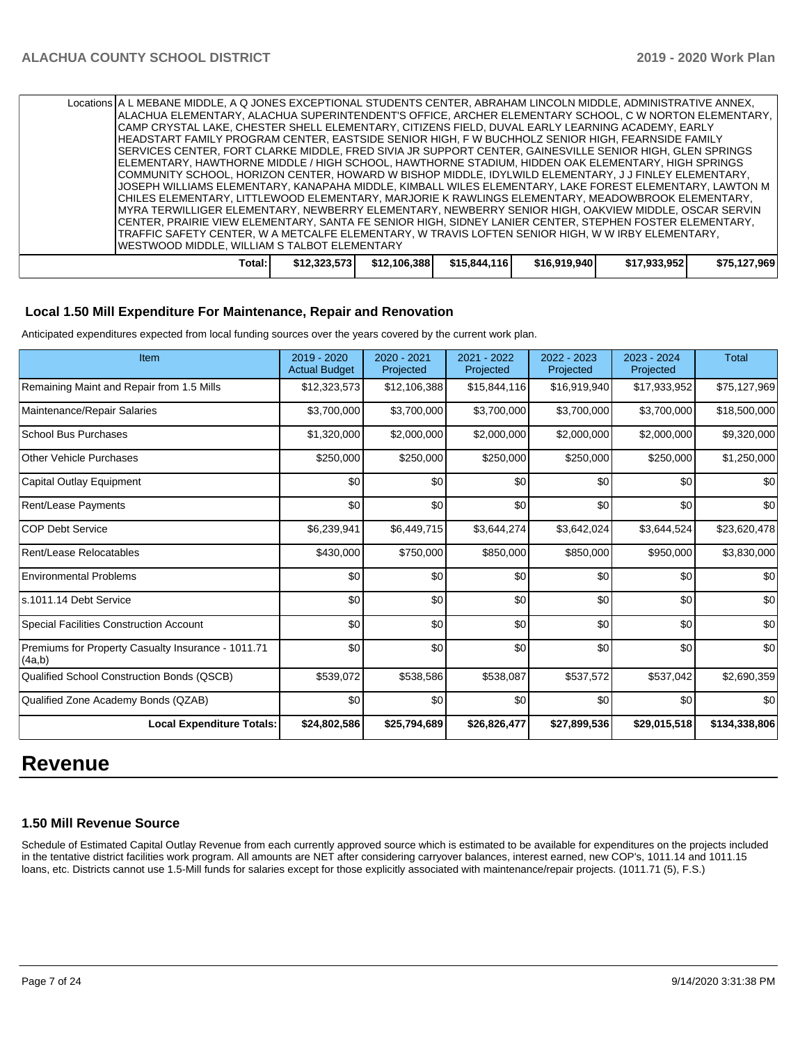| | | | | | | |
|---|---|---|---|---|---|---|
| Locations | A L MEBANE MIDDLE, A Q JONES EXCEPTIONAL STUDENTS CENTER, ABRAHAM LINCOLN MIDDLE, ADMINISTRATIVE ANNEX, ALACHUA ELEMENTARY, ALACHUA SUPERINTENDENT'S OFFICE, ARCHER ELEMENTARY SCHOOL, C W NORTON ELEMENTARY, CAMP CRYSTAL LAKE, CHESTER SHELL ELEMENTARY, CITIZENS FIELD, DUVAL EARLY LEARNING ACADEMY, EARLY HEADSTART FAMILY PROGRAM CENTER, EASTSIDE SENIOR HIGH, F W BUCHHOLZ SENIOR HIGH, FEARNSIDE FAMILY SERVICES CENTER, FORT CLARKE MIDDLE, FRED SIVIA JR SUPPORT CENTER, GAINESVILLE SENIOR HIGH, GLEN SPRINGS ELEMENTARY, HAWTHORNE MIDDLE / HIGH SCHOOL, HAWTHORNE STADIUM, HIDDEN OAK ELEMENTARY, HIGH SPRINGS COMMUNITY SCHOOL, HORIZON CENTER, HOWARD W BISHOP MIDDLE, IDYLWILD ELEMENTARY, J J FINLEY ELEMENTARY, JOSEPH WILLIAMS ELEMENTARY, KANAPAHA MIDDLE, KIMBALL WILES ELEMENTARY, LAKE FOREST ELEMENTARY, LAWTON M CHILES ELEMENTARY, LITTLEWOOD ELEMENTARY, MARJORIE K RAWLINGS ELEMENTARY, MEADOWBROOK ELEMENTARY, MYRA TERWILLIGER ELEMENTARY, NEWBERRY ELEMENTARY, NEWBERRY SENIOR HIGH, OAKVIEW MIDDLE, OSCAR SERVIN CENTER, PRAIRIE VIEW ELEMENTARY, SANTA FE SENIOR HIGH, SIDNEY LANIER CENTER, STEPHEN FOSTER ELEMENTARY, TRAFFIC SAFETY CENTER, W A METCALFE ELEMENTARY, W TRAVIS LOFTEN SENIOR HIGH, W W IRBY ELEMENTARY, WESTWOOD MIDDLE, WILLIAM S TALBOT ELEMENTARY | | | | | |
| **Total:** | **$12,323,573** | **$12,106,388** | **$15,844,116** | **$16,919,940** | **$17,933,952** | **$75,127,969** |

## Local 1.50 Mill Expenditure For Maintenance, Repair and Renovation

Anticipated expenditures expected from local funding sources over the years covered by the current work plan.

| Item | 2019 - 2020 Actual Budget | 2020 - 2021 Projected | 2021 - 2022 Projected | 2022 - 2023 Projected | 2023 - 2024 Projected | Total |
|---|---|---|---|---|---|---|
| Remaining Maint and Repair from 1.5 Mills | $12,323,573 | $12,106,388 | $15,844,116 | $16,919,940 | $17,933,952 | $75,127,969 |
| Maintenance/Repair Salaries | $3,700,000 | $3,700,000 | $3,700,000 | $3,700,000 | $3,700,000 | $18,500,000 |
| School Bus Purchases | $1,320,000 | $2,000,000 | $2,000,000 | $2,000,000 | $2,000,000 | $9,320,000 |
| Other Vehicle Purchases | $250,000 | $250,000 | $250,000 | $250,000 | $250,000 | $1,250,000 |
| Capital Outlay Equipment | $0 | $0 | $0 | $0 | $0 | $0 |
| Rent/Lease Payments | $0 | $0 | $0 | $0 | $0 | $0 |
| COP Debt Service | $6,239,941 | $6,449,715 | $3,644,274 | $3,642,024 | $3,644,524 | $23,620,478 |
| Rent/Lease Relocatables | $430,000 | $750,000 | $850,000 | $850,000 | $950,000 | $3,830,000 |
| Environmental Problems | $0 | $0 | $0 | $0 | $0 | $0 |
| s.1011.14 Debt Service | $0 | $0 | $0 | $0 | $0 | $0 |
| Special Facilities Construction Account | $0 | $0 | $0 | $0 | $0 | $0 |
| Premiums for Property Casualty Insurance - 1011.71 (4a,b) | $0 | $0 | $0 | $0 | $0 | $0 |
| Qualified School Construction Bonds (QSCB) | $539,072 | $538,586 | $538,087 | $537,572 | $537,042 | $2,690,359 |
| Qualified Zone Academy Bonds (QZAB) | $0 | $0 | $0 | $0 | $0 | $0 |
| **Local Expenditure Totals:** | **$24,802,586** | **$25,794,689** | **$26,826,477** | **$27,899,536** | **$29,015,518** | **$134,338,806** |

# Revenue

## 1.50 Mill Revenue Source

Schedule of Estimated Capital Outlay Revenue from each currently approved source which is estimated to be available for expenditures on the projects included in the tentative district facilities work program. All amounts are NET after considering carryover balances, interest earned, new COP's, 1011.14 and 1011.15 loans, etc. Districts cannot use 1.5-Mill funds for salaries except for those explicitly associated with maintenance/repair projects. (1011.71 (5), F.S.)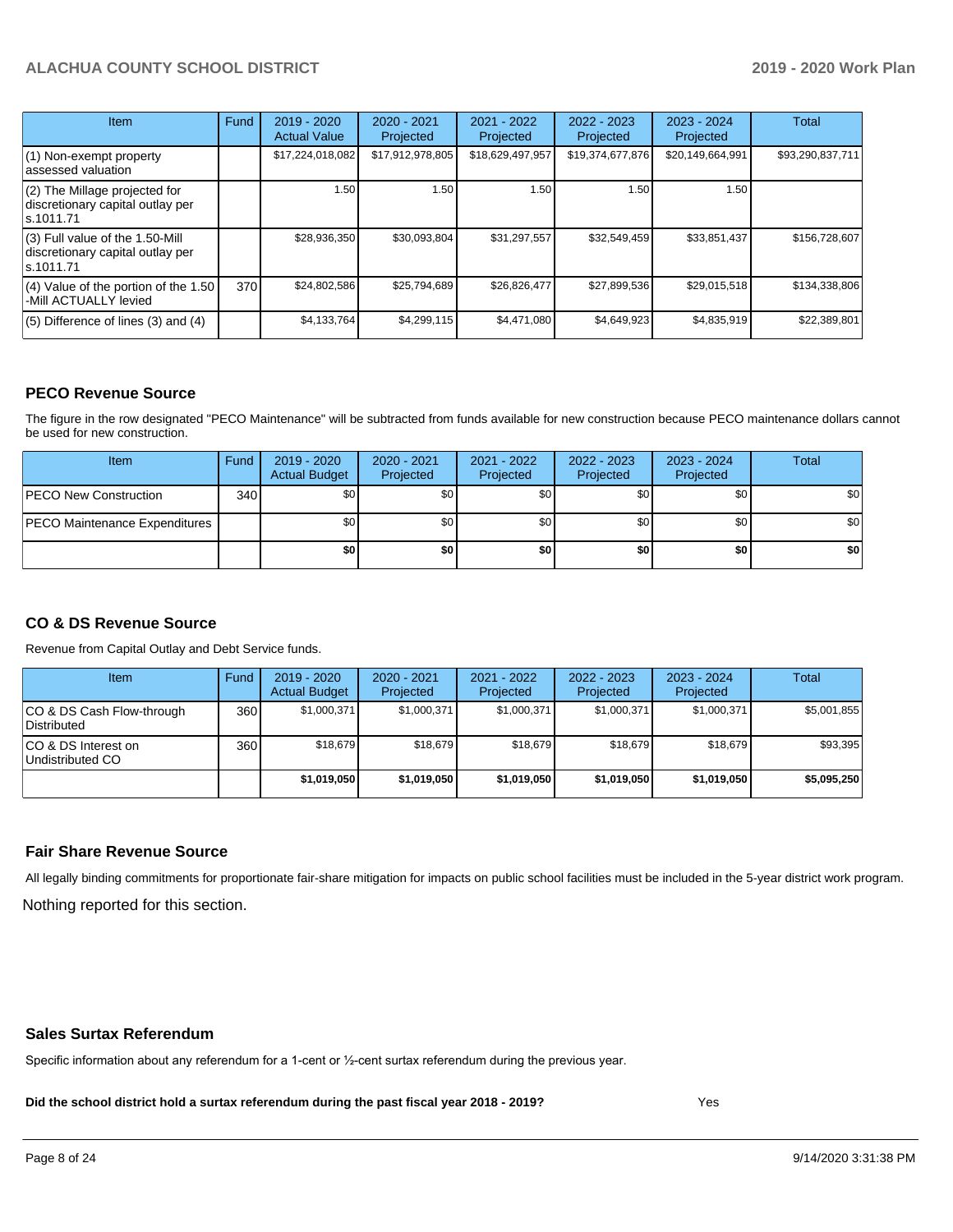| Item | Fund | 2019 - 2020 Actual Value | 2020 - 2021 Projected | 2021 - 2022 Projected | 2022 - 2023 Projected | 2023 - 2024 Projected | Total |
|---|---|---|---|---|---|---|---|
| (1) Non-exempt property assessed valuation | | $17,224,018,082 | $17,912,978,805 | $18,629,497,957 | $19,374,677,876 | $20,149,664,991 | $93,290,837,711 |
| (2) The Millage projected for discretionary capital outlay per s.1011.71 | | 1.50 | 1.50 | 1.50 | 1.50 | 1.50 | |
| (3) Full value of the 1.50-Mill discretionary capital outlay per s.1011.71 | | $28,936,350 | $30,093,804 | $31,297,557 | $32,549,459 | $33,851,437 | $156,728,607 |
| (4) Value of the portion of the 1.50 -Mill ACTUALLY levied | 370 | $24,802,586 | $25,794,689 | $26,826,477 | $27,899,536 | $29,015,518 | $134,338,806 |
| (5) Difference of lines (3) and (4) | | $4,133,764 | $4,299,115 | $4,471,080 | $4,649,923 | $4,835,919 | $22,389,801 |

## PECO Revenue Source

The figure in the row designated "PECO Maintenance" will be subtracted from funds available for new construction because PECO maintenance dollars cannot be used for new construction.

| Item | Fund | 2019 - 2020 Actual Budget | 2020 - 2021 Projected | 2021 - 2022 Projected | 2022 - 2023 Projected | 2023 - 2024 Projected | Total |
|---|---|---|---|---|---|---|---|
| PECO New Construction | 340 | $0 | $0 | $0 | $0 | $0 | $0 |
| PECO Maintenance Expenditures | | $0 | $0 | $0 | $0 | $0 | $0 |
| | | **$0** | **$0** | **$0** | **$0** | **$0** | **$0** |

## CO & DS Revenue Source

Revenue from Capital Outlay and Debt Service funds.

| Item | Fund | 2019 - 2020 Actual Budget | 2020 - 2021 Projected | 2021 - 2022 Projected | 2022 - 2023 Projected | 2023 - 2024 Projected | Total |
|---|---|---|---|---|---|---|---|
| CO & DS Cash Flow-through Distributed | 360 | $1,000,371 | $1,000,371 | $1,000,371 | $1,000,371 | $1,000,371 | $5,001,855 |
| CO & DS Interest on Undistributed CO | 360 | $18,679 | $18,679 | $18,679 | $18,679 | $18,679 | $93,395 |
| | | **$1,019,050** | **$1,019,050** | **$1,019,050** | **$1,019,050** | **$1,019,050** | **$5,095,250** |

## Fair Share Revenue Source

All legally binding commitments for proportionate fair-share mitigation for impacts on public school facilities must be included in the 5-year district work program.

Nothing reported for this section.

## Sales Surtax Referendum

Specific information about any referendum for a 1-cent or ½-cent surtax referendum during the previous year.

**Did the school district hold a surtax referendum during the past fiscal year 2018 - 2019?** Yes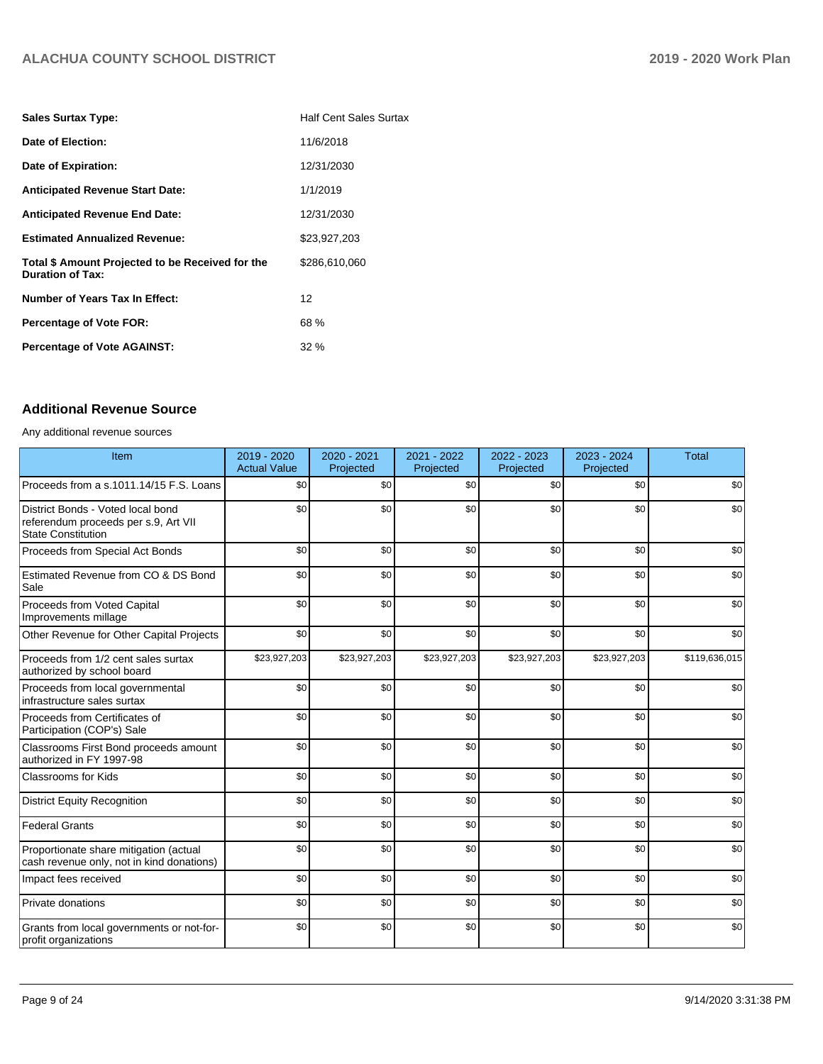| | |
|---|---|
| **Sales Surtax Type:** | Half Cent Sales Surtax |
| **Date of Election:** | 11/6/2018 |
| **Date of Expiration:** | 12/31/2030 |
| **Anticipated Revenue Start Date:** | 1/1/2019 |
| **Anticipated Revenue End Date:** | 12/31/2030 |
| **Estimated Annualized Revenue:** | $23,927,203 |
| **Total $ Amount Projected to be Received for the Duration of Tax:** | $286,610,060 |
| **Number of Years Tax In Effect:** | 12 |
| **Percentage of Vote FOR:** | 68 % |
| **Percentage of Vote AGAINST:** | 32 % |

## Additional Revenue Source

Any additional revenue sources

| Item | 2019 - 2020 Actual Value | 2020 - 2021 Projected | 2021 - 2022 Projected | 2022 - 2023 Projected | 2023 - 2024 Projected | Total |
|---|---|---|---|---|---|---|
| Proceeds from a s.1011.14/15 F.S. Loans | $0 | $0 | $0 | $0 | $0 | $0 |
| District Bonds - Voted local bond referendum proceeds per s.9, Art VII State Constitution | $0 | $0 | $0 | $0 | $0 | $0 |
| Proceeds from Special Act Bonds | $0 | $0 | $0 | $0 | $0 | $0 |
| Estimated Revenue from CO & DS Bond Sale | $0 | $0 | $0 | $0 | $0 | $0 |
| Proceeds from Voted Capital Improvements millage | $0 | $0 | $0 | $0 | $0 | $0 |
| Other Revenue for Other Capital Projects | $0 | $0 | $0 | $0 | $0 | $0 |
| Proceeds from 1/2 cent sales surtax authorized by school board | $23,927,203 | $23,927,203 | $23,927,203 | $23,927,203 | $23,927,203 | $119,636,015 |
| Proceeds from local governmental infrastructure sales surtax | $0 | $0 | $0 | $0 | $0 | $0 |
| Proceeds from Certificates of Participation (COP's) Sale | $0 | $0 | $0 | $0 | $0 | $0 |
| Classrooms First Bond proceeds amount authorized in FY 1997-98 | $0 | $0 | $0 | $0 | $0 | $0 |
| Classrooms for Kids | $0 | $0 | $0 | $0 | $0 | $0 |
| District Equity Recognition | $0 | $0 | $0 | $0 | $0 | $0 |
| Federal Grants | $0 | $0 | $0 | $0 | $0 | $0 |
| Proportionate share mitigation (actual cash revenue only, not in kind donations) | $0 | $0 | $0 | $0 | $0 | $0 |
| Impact fees received | $0 | $0 | $0 | $0 | $0 | $0 |
| Private donations | $0 | $0 | $0 | $0 | $0 | $0 |
| Grants from local governments or not-for-profit organizations | $0 | $0 | $0 | $0 | $0 | $0 |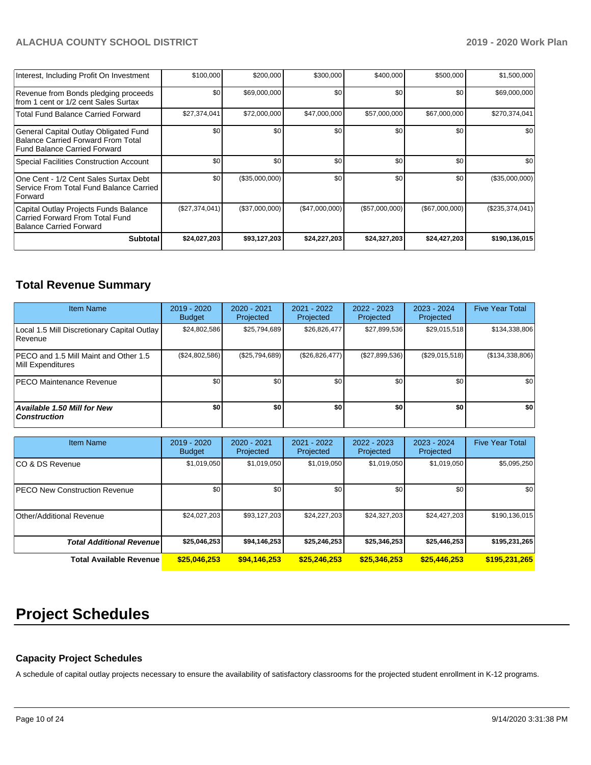| | | | | | | |
|---|---|---|---|---|---|---|
| Interest, Including Profit On Investment | $100,000 | $200,000 | $300,000 | $400,000 | $500,000 | $1,500,000 |
| Revenue from Bonds pledging proceeds from 1 cent or 1/2 cent Sales Surtax | $0 | $69,000,000 | $0 | $0 | $0 | $69,000,000 |
| Total Fund Balance Carried Forward | $27,374,041 | $72,000,000 | $47,000,000 | $57,000,000 | $67,000,000 | $270,374,041 |
| General Capital Outlay Obligated Fund Balance Carried Forward From Total Fund Balance Carried Forward | $0 | $0 | $0 | $0 | $0 | $0 |
| Special Facilities Construction Account | $0 | $0 | $0 | $0 | $0 | $0 |
| One Cent - 1/2 Cent Sales Surtax Debt Service From Total Fund Balance Carried Forward | $0 | ($35,000,000) | $0 | $0 | $0 | ($35,000,000) |
| Capital Outlay Projects Funds Balance Carried Forward From Total Fund Balance Carried Forward | ($27,374,041) | ($37,000,000) | ($47,000,000) | ($57,000,000) | ($67,000,000) | ($235,374,041) |
| **Subtotal** | **$24,027,203** | **$93,127,203** | **$24,227,203** | **$24,327,203** | **$24,427,203** | **$190,136,015** |

## Total Revenue Summary

| Item Name | 2019 - 2020 Budget | 2020 - 2021 Projected | 2021 - 2022 Projected | 2022 - 2023 Projected | 2023 - 2024 Projected | Five Year Total |
|---|---|---|---|---|---|---|
| Local 1.5 Mill Discretionary Capital Outlay Revenue | $24,802,586 | $25,794,689 | $26,826,477 | $27,899,536 | $29,015,518 | $134,338,806 |
| PECO and 1.5 Mill Maint and Other 1.5 Mill Expenditures | ($24,802,586) | ($25,794,689) | ($26,826,477) | ($27,899,536) | ($29,015,518) | ($134,338,806) |
| PECO Maintenance Revenue | $0 | $0 | $0 | $0 | $0 | $0 |
| ***Available 1.50 Mill for New Construction*** | **$0** | **$0** | **$0** | **$0** | **$0** | **$0** |

| Item Name | 2019 - 2020 Budget | 2020 - 2021 Projected | 2021 - 2022 Projected | 2022 - 2023 Projected | 2023 - 2024 Projected | Five Year Total |
|---|---|---|---|---|---|---|
| CO & DS Revenue | $1,019,050 | $1,019,050 | $1,019,050 | $1,019,050 | $1,019,050 | $5,095,250 |
| PECO New Construction Revenue | $0 | $0 | $0 | $0 | $0 | $0 |
| Other/Additional Revenue | $24,027,203 | $93,127,203 | $24,227,203 | $24,327,203 | $24,427,203 | $190,136,015 |
| ***Total Additional Revenue*** | **$25,046,253** | **$94,146,253** | **$25,246,253** | **$25,346,253** | **$25,446,253** | **$195,231,265** |
| **Total Available Revenue** | **$25,046,253** | **$94,146,253** | **$25,246,253** | **$25,346,253** | **$25,446,253** | **$195,231,265** |

# Project Schedules

### Capacity Project Schedules

A schedule of capital outlay projects necessary to ensure the availability of satisfactory classrooms for the projected student enrollment in K-12 programs.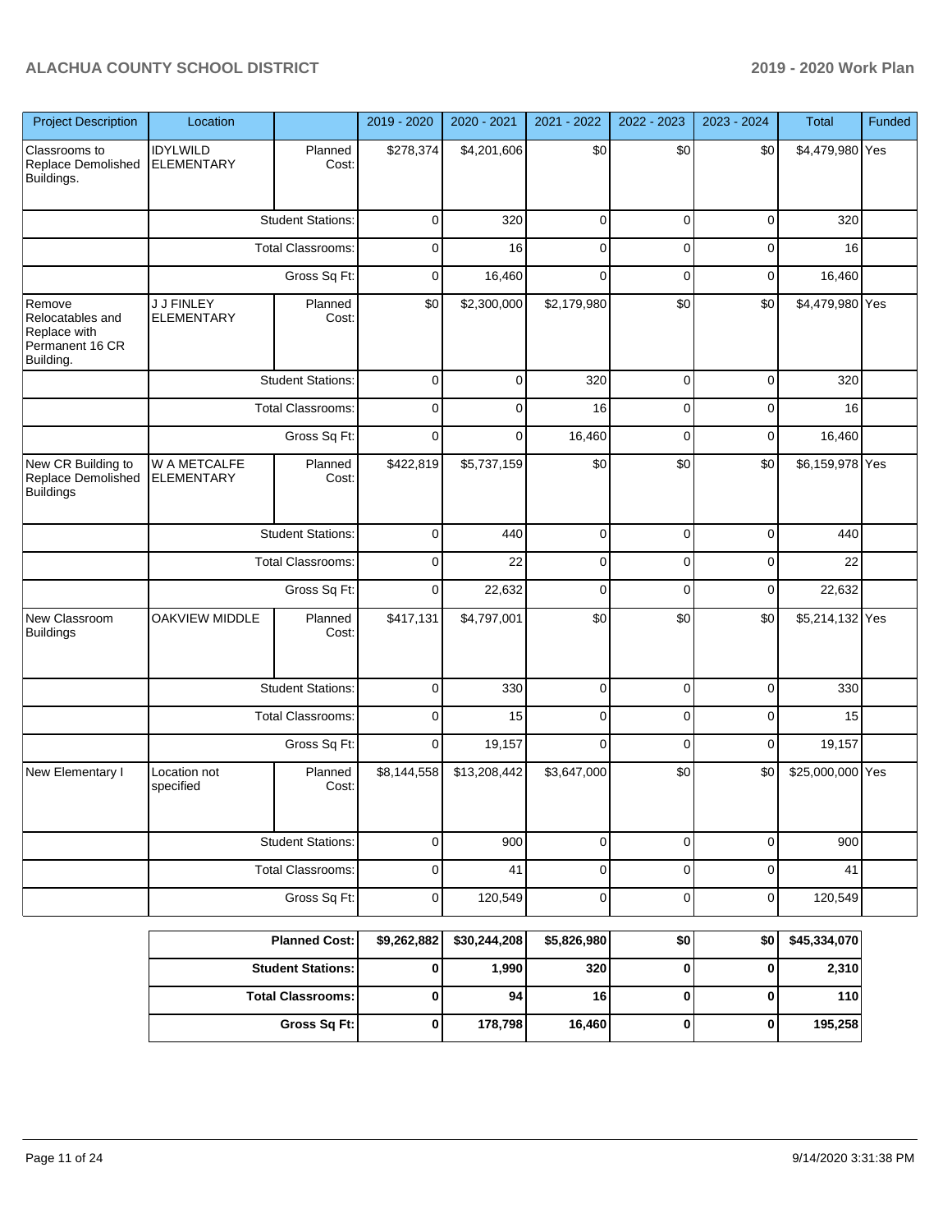| Project Description | Location | | 2019 - 2020 | 2020 - 2021 | 2021 - 2022 | 2022 - 2023 | 2023 - 2024 | Total | Funded |
|---|---|---|---|---|---|---|---|---|---|
| Classrooms to Replace Demolished Buildings. | IDYLWILD ELEMENTARY | Planned Cost: | $278,374 | $4,201,606 | $0 | $0 | $0 | $4,479,980 | Yes |
| | | Student Stations: | 0 | 320 | 0 | 0 | 0 | 320 | |
| | | Total Classrooms: | 0 | 16 | 0 | 0 | 0 | 16 | |
| | | Gross Sq Ft: | 0 | 16,460 | 0 | 0 | 0 | 16,460 | |
| Remove Relocatables and Replace with Permanent 16 CR Building. | J J FINLEY ELEMENTARY | Planned Cost: | $0 | $2,300,000 | $2,179,980 | $0 | $0 | $4,479,980 | Yes |
| | | Student Stations: | 0 | 0 | 320 | 0 | 0 | 320 | |
| | | Total Classrooms: | 0 | 0 | 16 | 0 | 0 | 16 | |
| | | Gross Sq Ft: | 0 | 0 | 16,460 | 0 | 0 | 16,460 | |
| New CR Building to Replace Demolished Buildings | W A METCALFE ELEMENTARY | Planned Cost: | $422,819 | $5,737,159 | $0 | $0 | $0 | $6,159,978 | Yes |
| | | Student Stations: | 0 | 440 | 0 | 0 | 0 | 440 | |
| | | Total Classrooms: | 0 | 22 | 0 | 0 | 0 | 22 | |
| | | Gross Sq Ft: | 0 | 22,632 | 0 | 0 | 0 | 22,632 | |
| New Classroom Buildings | OAKVIEW MIDDLE | Planned Cost: | $417,131 | $4,797,001 | $0 | $0 | $0 | $5,214,132 | Yes |
| | | Student Stations: | 0 | 330 | 0 | 0 | 0 | 330 | |
| | | Total Classrooms: | 0 | 15 | 0 | 0 | 0 | 15 | |
| | | Gross Sq Ft: | 0 | 19,157 | 0 | 0 | 0 | 19,157 | |
| New Elementary I | Location not specified | Planned Cost: | $8,144,558 | $13,208,442 | $3,647,000 | $0 | $0 | $25,000,000 | Yes |
| | | Student Stations: | 0 | 900 | 0 | 0 | 0 | 900 | |
| | | Total Classrooms: | 0 | 41 | 0 | 0 | 0 | 41 | |
| | | Gross Sq Ft: | 0 | 120,549 | 0 | 0 | 0 | 120,549 | |

| | 2019 - 2020 | 2020 - 2021 | 2021 - 2022 | 2022 - 2023 | 2023 - 2024 | Total |
|---|---|---|---|---|---|---|
| **Planned Cost:** | **$9,262,882** | **$30,244,208** | **$5,826,980** | **$0** | **$0** | **$45,334,070** |
| **Student Stations:** | **0** | **1,990** | **320** | **0** | **0** | **2,310** |
| **Total Classrooms:** | **0** | **94** | **16** | **0** | **0** | **110** |
| **Gross Sq Ft:** | **0** | **178,798** | **16,460** | **0** | **0** | **195,258** |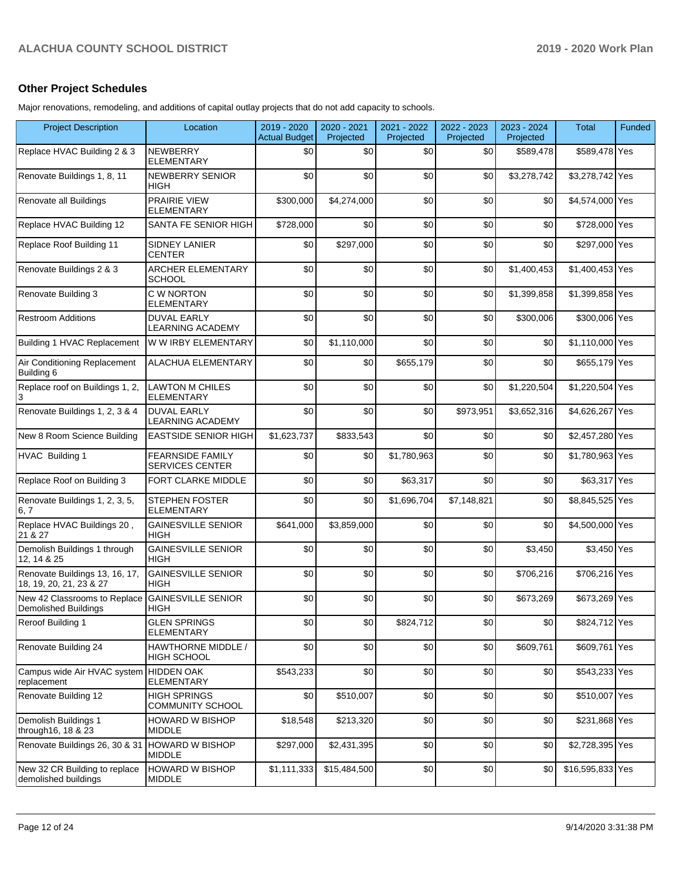## Other Project Schedules

Major renovations, remodeling, and additions of capital outlay projects that do not add capacity to schools.

| Project Description | Location | 2019 - 2020 Actual Budget | 2020 - 2021 Projected | 2021 - 2022 Projected | 2022 - 2023 Projected | 2023 - 2024 Projected | Total | Funded |
|---|---|---|---|---|---|---|---|---|
| Replace HVAC Building 2 & 3 | NEWBERRY ELEMENTARY | $0 | $0 | $0 | $0 | $589,478 | $589,478 | Yes |
| Renovate Buildings 1, 8, 11 | NEWBERRY SENIOR HIGH | $0 | $0 | $0 | $0 | $3,278,742 | $3,278,742 | Yes |
| Renovate all Buildings | PRAIRIE VIEW ELEMENTARY | $300,000 | $4,274,000 | $0 | $0 | $0 | $4,574,000 | Yes |
| Replace HVAC Building 12 | SANTA FE SENIOR HIGH | $728,000 | $0 | $0 | $0 | $0 | $728,000 | Yes |
| Replace Roof Building 11 | SIDNEY LANIER CENTER | $0 | $297,000 | $0 | $0 | $0 | $297,000 | Yes |
| Renovate Buildings 2 & 3 | ARCHER ELEMENTARY SCHOOL | $0 | $0 | $0 | $0 | $1,400,453 | $1,400,453 | Yes |
| Renovate Building 3 | C W NORTON ELEMENTARY | $0 | $0 | $0 | $0 | $1,399,858 | $1,399,858 | Yes |
| Restroom Additions | DUVAL EARLY LEARNING ACADEMY | $0 | $0 | $0 | $0 | $300,006 | $300,006 | Yes |
| Building 1 HVAC Replacement | W W IRBY ELEMENTARY | $0 | $1,110,000 | $0 | $0 | $0 | $1,110,000 | Yes |
| Air Conditioning Replacement Building 6 | ALACHUA ELEMENTARY | $0 | $0 | $655,179 | $0 | $0 | $655,179 | Yes |
| Replace roof on Buildings 1, 2, 3 | LAWTON M CHILES ELEMENTARY | $0 | $0 | $0 | $0 | $1,220,504 | $1,220,504 | Yes |
| Renovate Buildings 1, 2, 3 & 4 | DUVAL EARLY LEARNING ACADEMY | $0 | $0 | $0 | $973,951 | $3,652,316 | $4,626,267 | Yes |
| New 8 Room Science Building | EASTSIDE SENIOR HIGH | $1,623,737 | $833,543 | $0 | $0 | $0 | $2,457,280 | Yes |
| HVAC Building 1 | FEARNSIDE FAMILY SERVICES CENTER | $0 | $0 | $1,780,963 | $0 | $0 | $1,780,963 | Yes |
| Replace Roof on Building 3 | FORT CLARKE MIDDLE | $0 | $0 | $63,317 | $0 | $0 | $63,317 | Yes |
| Renovate Buildings 1, 2, 3, 5, 6, 7 | STEPHEN FOSTER ELEMENTARY | $0 | $0 | $1,696,704 | $7,148,821 | $0 | $8,845,525 | Yes |
| Replace HVAC Buildings 20 , 21 & 27 | GAINESVILLE SENIOR HIGH | $641,000 | $3,859,000 | $0 | $0 | $0 | $4,500,000 | Yes |
| Demolish Buildings 1 through 12, 14 & 25 | GAINESVILLE SENIOR HIGH | $0 | $0 | $0 | $0 | $3,450 | $3,450 | Yes |
| Renovate Buildings 13, 16, 17, 18, 19, 20, 21, 23 & 27 | GAINESVILLE SENIOR HIGH | $0 | $0 | $0 | $0 | $706,216 | $706,216 | Yes |
| New 42 Classrooms to Replace Demolished Buildings | GAINESVILLE SENIOR HIGH | $0 | $0 | $0 | $0 | $673,269 | $673,269 | Yes |
| Reroof Building 1 | GLEN SPRINGS ELEMENTARY | $0 | $0 | $824,712 | $0 | $0 | $824,712 | Yes |
| Renovate Building 24 | HAWTHORNE MIDDLE / HIGH SCHOOL | $0 | $0 | $0 | $0 | $609,761 | $609,761 | Yes |
| Campus wide Air HVAC system replacement | HIDDEN OAK ELEMENTARY | $543,233 | $0 | $0 | $0 | $0 | $543,233 | Yes |
| Renovate Building 12 | HIGH SPRINGS COMMUNITY SCHOOL | $0 | $510,007 | $0 | $0 | $0 | $510,007 | Yes |
| Demolish Buildings 1 through16, 18 & 23 | HOWARD W BISHOP MIDDLE | $18,548 | $213,320 | $0 | $0 | $0 | $231,868 | Yes |
| Renovate Buildings 26, 30 & 31 | HOWARD W BISHOP MIDDLE | $297,000 | $2,431,395 | $0 | $0 | $0 | $2,728,395 | Yes |
| New 32 CR Building to replace demolished buildings | HOWARD W BISHOP MIDDLE | $1,111,333 | $15,484,500 | $0 | $0 | $0 | $16,595,833 | Yes |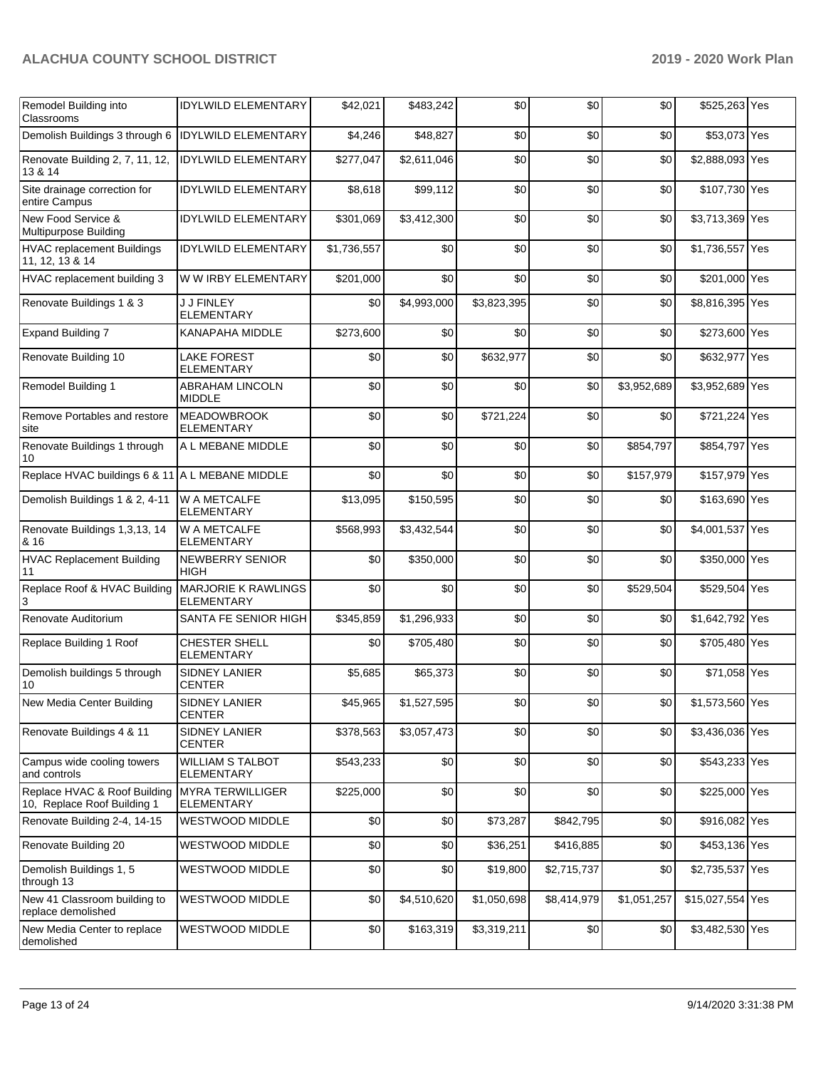| Remodel Building into Classrooms | IDYLWILD ELEMENTARY | $42,021 | $483,242 | $0 | $0 | $0 | $525,263 | Yes |
|---|---|---|---|---|---|---|---|---|
| Demolish Buildings 3 through 6 | IDYLWILD ELEMENTARY | $4,246 | $48,827 | $0 | $0 | $0 | $53,073 | Yes |
| Renovate Building 2, 7, 11, 12, 13 & 14 | IDYLWILD ELEMENTARY | $277,047 | $2,611,046 | $0 | $0 | $0 | $2,888,093 | Yes |
| Site drainage correction for entire Campus | IDYLWILD ELEMENTARY | $8,618 | $99,112 | $0 | $0 | $0 | $107,730 | Yes |
| New Food Service & Multipurpose Building | IDYLWILD ELEMENTARY | $301,069 | $3,412,300 | $0 | $0 | $0 | $3,713,369 | Yes |
| HVAC replacement Buildings 11, 12, 13 & 14 | IDYLWILD ELEMENTARY | $1,736,557 | $0 | $0 | $0 | $0 | $1,736,557 | Yes |
| HVAC replacement building 3 | W W IRBY ELEMENTARY | $201,000 | $0 | $0 | $0 | $0 | $201,000 | Yes |
| Renovate Buildings 1 & 3 | J J FINLEY ELEMENTARY | $0 | $4,993,000 | $3,823,395 | $0 | $0 | $8,816,395 | Yes |
| Expand Building 7 | KANAPAHA MIDDLE | $273,600 | $0 | $0 | $0 | $0 | $273,600 | Yes |
| Renovate Building 10 | LAKE FOREST ELEMENTARY | $0 | $0 | $632,977 | $0 | $0 | $632,977 | Yes |
| Remodel Building 1 | ABRAHAM LINCOLN MIDDLE | $0 | $0 | $0 | $0 | $3,952,689 | $3,952,689 | Yes |
| Remove Portables and restore site | MEADOWBROOK ELEMENTARY | $0 | $0 | $721,224 | $0 | $0 | $721,224 | Yes |
| Renovate Buildings 1 through 10 | A L MEBANE MIDDLE | $0 | $0 | $0 | $0 | $854,797 | $854,797 | Yes |
| Replace HVAC buildings 6 & 11 | A L MEBANE MIDDLE | $0 | $0 | $0 | $0 | $157,979 | $157,979 | Yes |
| Demolish Buildings 1 & 2, 4-11 | W A METCALFE ELEMENTARY | $13,095 | $150,595 | $0 | $0 | $0 | $163,690 | Yes |
| Renovate Buildings 1,3,13, 14 & 16 | W A METCALFE ELEMENTARY | $568,993 | $3,432,544 | $0 | $0 | $0 | $4,001,537 | Yes |
| HVAC Replacement Building 11 | NEWBERRY SENIOR HIGH | $0 | $350,000 | $0 | $0 | $0 | $350,000 | Yes |
| Replace Roof & HVAC Building 3 | MARJORIE K RAWLINGS ELEMENTARY | $0 | $0 | $0 | $0 | $529,504 | $529,504 | Yes |
| Renovate Auditorium | SANTA FE SENIOR HIGH | $345,859 | $1,296,933 | $0 | $0 | $0 | $1,642,792 | Yes |
| Replace Building 1 Roof | CHESTER SHELL ELEMENTARY | $0 | $705,480 | $0 | $0 | $0 | $705,480 | Yes |
| Demolish buildings 5 through 10 | SIDNEY LANIER CENTER | $5,685 | $65,373 | $0 | $0 | $0 | $71,058 | Yes |
| New Media Center Building | SIDNEY LANIER CENTER | $45,965 | $1,527,595 | $0 | $0 | $0 | $1,573,560 | Yes |
| Renovate Buildings 4 & 11 | SIDNEY LANIER CENTER | $378,563 | $3,057,473 | $0 | $0 | $0 | $3,436,036 | Yes |
| Campus wide cooling towers and controls | WILLIAM S TALBOT ELEMENTARY | $543,233 | $0 | $0 | $0 | $0 | $543,233 | Yes |
| Replace HVAC & Roof Building 10, Replace Roof Building 1 | MYRA TERWILLIGER ELEMENTARY | $225,000 | $0 | $0 | $0 | $0 | $225,000 | Yes |
| Renovate Building 2-4, 14-15 | WESTWOOD MIDDLE | $0 | $0 | $73,287 | $842,795 | $0 | $916,082 | Yes |
| Renovate Building 20 | WESTWOOD MIDDLE | $0 | $0 | $36,251 | $416,885 | $0 | $453,136 | Yes |
| Demolish Buildings 1, 5 through 13 | WESTWOOD MIDDLE | $0 | $0 | $19,800 | $2,715,737 | $0 | $2,735,537 | Yes |
| New 41 Classroom building to replace demolished | WESTWOOD MIDDLE | $0 | $4,510,620 | $1,050,698 | $8,414,979 | $1,051,257 | $15,027,554 | Yes |
| New Media Center to replace demolished | WESTWOOD MIDDLE | $0 | $163,319 | $3,319,211 | $0 | $0 | $3,482,530 | Yes |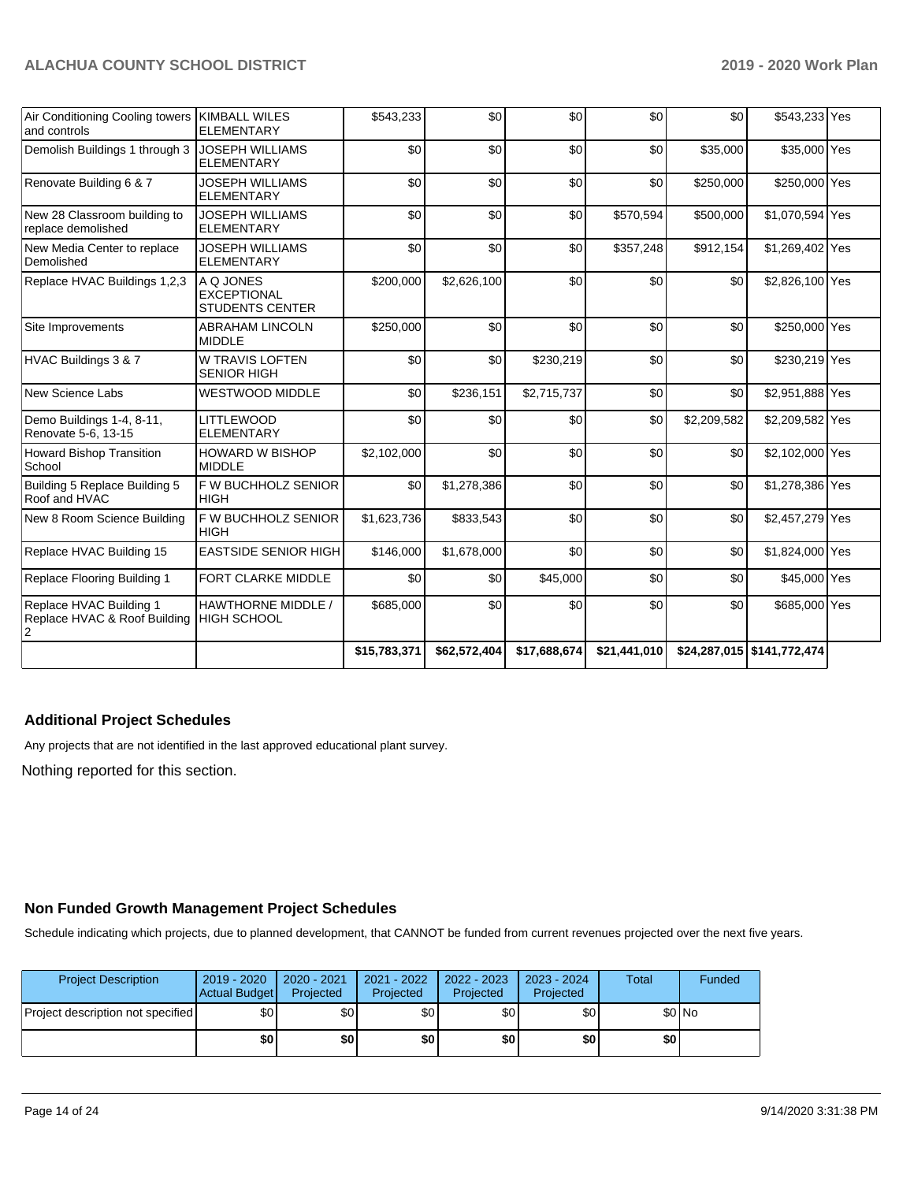| | | | | | | | | |
|---|---|---|---|---|---|---|---|---|
| Air Conditioning Cooling towers and controls | KIMBALL WILES ELEMENTARY | $543,233 | $0 | $0 | $0 | $0 | $543,233 | Yes |
| Demolish Buildings 1 through 3 | JOSEPH WILLIAMS ELEMENTARY | $0 | $0 | $0 | $0 | $35,000 | $35,000 | Yes |
| Renovate Building 6 & 7 | JOSEPH WILLIAMS ELEMENTARY | $0 | $0 | $0 | $0 | $250,000 | $250,000 | Yes |
| New 28 Classroom building to replace demolished | JOSEPH WILLIAMS ELEMENTARY | $0 | $0 | $0 | $570,594 | $500,000 | $1,070,594 | Yes |
| New Media Center to replace Demolished | JOSEPH WILLIAMS ELEMENTARY | $0 | $0 | $0 | $357,248 | $912,154 | $1,269,402 | Yes |
| Replace HVAC Buildings 1,2,3 | A Q JONES EXCEPTIONAL STUDENTS CENTER | $200,000 | $2,626,100 | $0 | $0 | $0 | $2,826,100 | Yes |
| Site Improvements | ABRAHAM LINCOLN MIDDLE | $250,000 | $0 | $0 | $0 | $0 | $250,000 | Yes |
| HVAC Buildings 3 & 7 | W TRAVIS LOFTEN SENIOR HIGH | $0 | $0 | $230,219 | $0 | $0 | $230,219 | Yes |
| New Science Labs | WESTWOOD MIDDLE | $0 | $236,151 | $2,715,737 | $0 | $0 | $2,951,888 | Yes |
| Demo Buildings 1-4, 8-11, Renovate 5-6, 13-15 | LITTLEWOOD ELEMENTARY | $0 | $0 | $0 | $0 | $2,209,582 | $2,209,582 | Yes |
| Howard Bishop Transition School | HOWARD W BISHOP MIDDLE | $2,102,000 | $0 | $0 | $0 | $0 | $2,102,000 | Yes |
| Building 5 Replace Building 5 Roof and HVAC | F W BUCHHOLZ SENIOR HIGH | $0 | $1,278,386 | $0 | $0 | $0 | $1,278,386 | Yes |
| New 8 Room Science Building | F W BUCHHOLZ SENIOR HIGH | $1,623,736 | $833,543 | $0 | $0 | $0 | $2,457,279 | Yes |
| Replace HVAC Building 15 | EASTSIDE SENIOR HIGH | $146,000 | $1,678,000 | $0 | $0 | $0 | $1,824,000 | Yes |
| Replace Flooring Building 1 | FORT CLARKE MIDDLE | $0 | $0 | $45,000 | $0 | $0 | $45,000 | Yes |
| Replace HVAC Building 1 Replace HVAC & Roof Building 2 | HAWTHORNE MIDDLE / HIGH SCHOOL | $685,000 | $0 | $0 | $0 | $0 | $685,000 | Yes |
| | | $15,783,371 | $62,572,404 | $17,688,674 | $21,441,010 | $24,287,015 | $141,772,474 | |

## Additional Project Schedules

Any projects that are not identified in the last approved educational plant survey.

Nothing reported for this section.

## Non Funded Growth Management Project Schedules

Schedule indicating which projects, due to planned development, that CANNOT be funded from current revenues projected over the next five years.

| Project Description | 2019 - 2020 Actual Budget | 2020 - 2021 Projected | 2021 - 2022 Projected | 2022 - 2023 Projected | 2023 - 2024 Projected | Total | Funded |
|---|---|---|---|---|---|---|---|
| Project description not specified | $0 | $0 | $0 | $0 | $0 | $0 | No |
| | $0 | $0 | $0 | $0 | $0 | $0 | |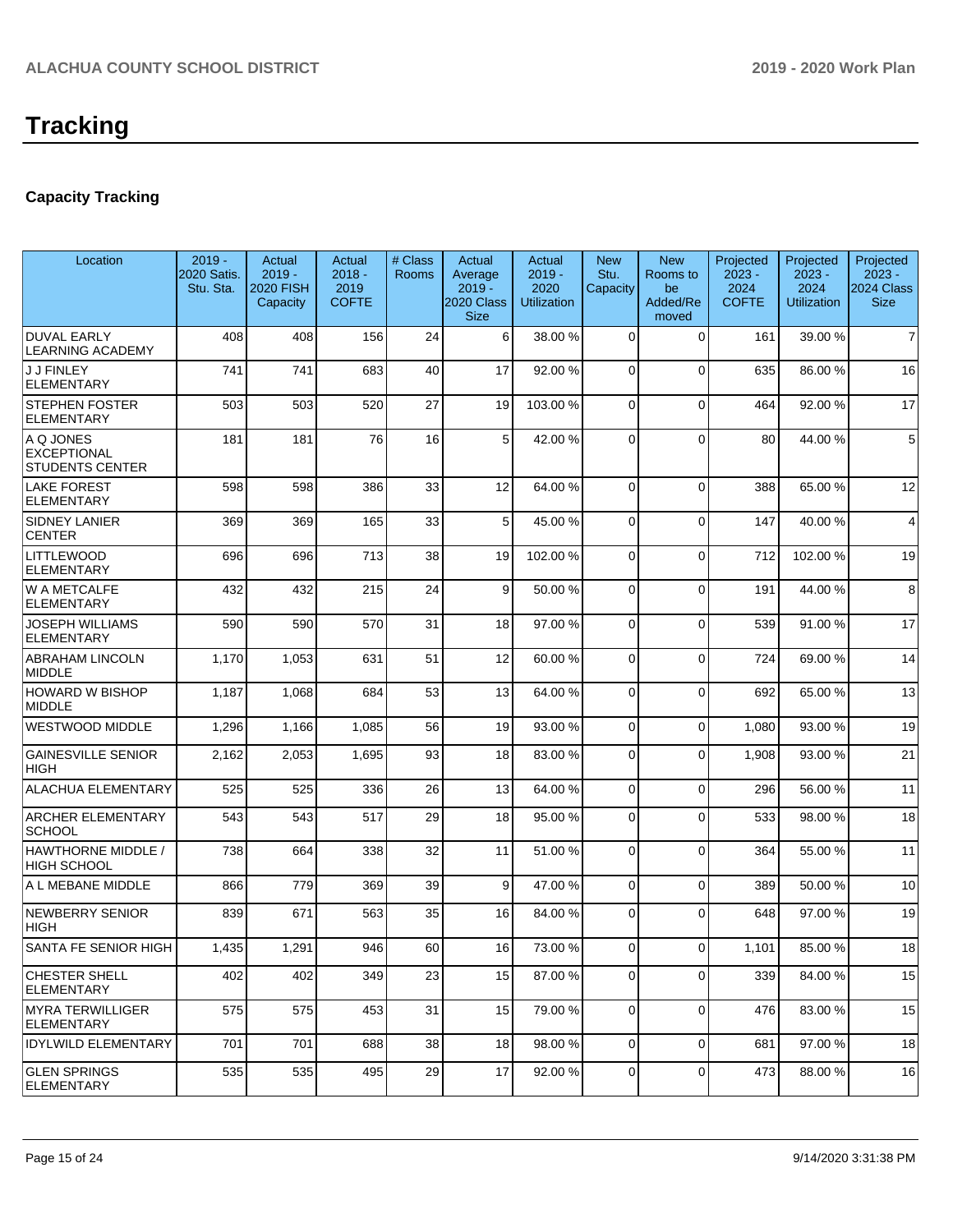# Tracking

## Capacity Tracking

| Location | 2019 - 2020 Satis. Stu. Sta. | Actual 2019 - 2020 FISH Capacity | Actual 2018 - 2019 COFTE | # Class Rooms | Actual Average 2019 - 2020 Class Size | Actual 2019 - 2020 Utilization | New Stu. Capacity | New Rooms to be Added/Removed | Projected 2023 - 2024 COFTE | Projected 2023 - 2024 Utilization | Projected 2023 - 2024 Class Size |
|---|---|---|---|---|---|---|---|---|---|---|---|
| DUVAL EARLY LEARNING ACADEMY | 408 | 408 | 156 | 24 | 6 | 38.00 % | 0 | 0 | 161 | 39.00 % | 7 |
| J J FINLEY ELEMENTARY | 741 | 741 | 683 | 40 | 17 | 92.00 % | 0 | 0 | 635 | 86.00 % | 16 |
| STEPHEN FOSTER ELEMENTARY | 503 | 503 | 520 | 27 | 19 | 103.00 % | 0 | 0 | 464 | 92.00 % | 17 |
| A Q JONES EXCEPTIONAL STUDENTS CENTER | 181 | 181 | 76 | 16 | 5 | 42.00 % | 0 | 0 | 80 | 44.00 % | 5 |
| LAKE FOREST ELEMENTARY | 598 | 598 | 386 | 33 | 12 | 64.00 % | 0 | 0 | 388 | 65.00 % | 12 |
| SIDNEY LANIER CENTER | 369 | 369 | 165 | 33 | 5 | 45.00 % | 0 | 0 | 147 | 40.00 % | 4 |
| LITTLEWOOD ELEMENTARY | 696 | 696 | 713 | 38 | 19 | 102.00 % | 0 | 0 | 712 | 102.00 % | 19 |
| W A METCALFE ELEMENTARY | 432 | 432 | 215 | 24 | 9 | 50.00 % | 0 | 0 | 191 | 44.00 % | 8 |
| JOSEPH WILLIAMS ELEMENTARY | 590 | 590 | 570 | 31 | 18 | 97.00 % | 0 | 0 | 539 | 91.00 % | 17 |
| ABRAHAM LINCOLN MIDDLE | 1,170 | 1,053 | 631 | 51 | 12 | 60.00 % | 0 | 0 | 724 | 69.00 % | 14 |
| HOWARD W BISHOP MIDDLE | 1,187 | 1,068 | 684 | 53 | 13 | 64.00 % | 0 | 0 | 692 | 65.00 % | 13 |
| WESTWOOD MIDDLE | 1,296 | 1,166 | 1,085 | 56 | 19 | 93.00 % | 0 | 0 | 1,080 | 93.00 % | 19 |
| GAINESVILLE SENIOR HIGH | 2,162 | 2,053 | 1,695 | 93 | 18 | 83.00 % | 0 | 0 | 1,908 | 93.00 % | 21 |
| ALACHUA ELEMENTARY | 525 | 525 | 336 | 26 | 13 | 64.00 % | 0 | 0 | 296 | 56.00 % | 11 |
| ARCHER ELEMENTARY SCHOOL | 543 | 543 | 517 | 29 | 18 | 95.00 % | 0 | 0 | 533 | 98.00 % | 18 |
| HAWTHORNE MIDDLE / HIGH SCHOOL | 738 | 664 | 338 | 32 | 11 | 51.00 % | 0 | 0 | 364 | 55.00 % | 11 |
| A L MEBANE MIDDLE | 866 | 779 | 369 | 39 | 9 | 47.00 % | 0 | 0 | 389 | 50.00 % | 10 |
| NEWBERRY SENIOR HIGH | 839 | 671 | 563 | 35 | 16 | 84.00 % | 0 | 0 | 648 | 97.00 % | 19 |
| SANTA FE SENIOR HIGH | 1,435 | 1,291 | 946 | 60 | 16 | 73.00 % | 0 | 0 | 1,101 | 85.00 % | 18 |
| CHESTER SHELL ELEMENTARY | 402 | 402 | 349 | 23 | 15 | 87.00 % | 0 | 0 | 339 | 84.00 % | 15 |
| MYRA TERWILLIGER ELEMENTARY | 575 | 575 | 453 | 31 | 15 | 79.00 % | 0 | 0 | 476 | 83.00 % | 15 |
| IDYLWILD ELEMENTARY | 701 | 701 | 688 | 38 | 18 | 98.00 % | 0 | 0 | 681 | 97.00 % | 18 |
| GLEN SPRINGS ELEMENTARY | 535 | 535 | 495 | 29 | 17 | 92.00 % | 0 | 0 | 473 | 88.00 % | 16 |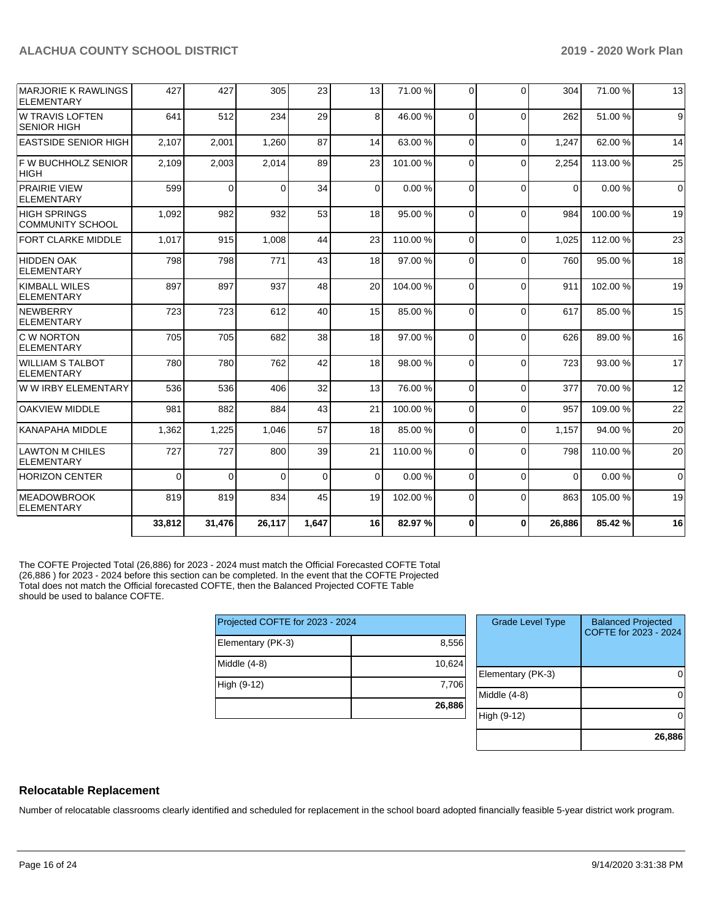| | | | | | | | | | | | |
|---|---|---|---|---|---|---|---|---|---|---|---|
| MARJORIE K RAWLINGS ELEMENTARY | 427 | 427 | 305 | 23 | 13 | 71.00 % | 0 | 0 | 304 | 71.00 % | 13 |
| W TRAVIS LOFTEN SENIOR HIGH | 641 | 512 | 234 | 29 | 8 | 46.00 % | 0 | 0 | 262 | 51.00 % | 9 |
| EASTSIDE SENIOR HIGH | 2,107 | 2,001 | 1,260 | 87 | 14 | 63.00 % | 0 | 0 | 1,247 | 62.00 % | 14 |
| F W BUCHHOLZ SENIOR HIGH | 2,109 | 2,003 | 2,014 | 89 | 23 | 101.00 % | 0 | 0 | 2,254 | 113.00 % | 25 |
| PRAIRIE VIEW ELEMENTARY | 599 | 0 | 0 | 34 | 0 | 0.00 % | 0 | 0 | 0 | 0.00 % | 0 |
| HIGH SPRINGS COMMUNITY SCHOOL | 1,092 | 982 | 932 | 53 | 18 | 95.00 % | 0 | 0 | 984 | 100.00 % | 19 |
| FORT CLARKE MIDDLE | 1,017 | 915 | 1,008 | 44 | 23 | 110.00 % | 0 | 0 | 1,025 | 112.00 % | 23 |
| HIDDEN OAK ELEMENTARY | 798 | 798 | 771 | 43 | 18 | 97.00 % | 0 | 0 | 760 | 95.00 % | 18 |
| KIMBALL WILES ELEMENTARY | 897 | 897 | 937 | 48 | 20 | 104.00 % | 0 | 0 | 911 | 102.00 % | 19 |
| NEWBERRY ELEMENTARY | 723 | 723 | 612 | 40 | 15 | 85.00 % | 0 | 0 | 617 | 85.00 % | 15 |
| C W NORTON ELEMENTARY | 705 | 705 | 682 | 38 | 18 | 97.00 % | 0 | 0 | 626 | 89.00 % | 16 |
| WILLIAM S TALBOT ELEMENTARY | 780 | 780 | 762 | 42 | 18 | 98.00 % | 0 | 0 | 723 | 93.00 % | 17 |
| W W IRBY ELEMENTARY | 536 | 536 | 406 | 32 | 13 | 76.00 % | 0 | 0 | 377 | 70.00 % | 12 |
| OAKVIEW MIDDLE | 981 | 882 | 884 | 43 | 21 | 100.00 % | 0 | 0 | 957 | 109.00 % | 22 |
| KANAPAHA MIDDLE | 1,362 | 1,225 | 1,046 | 57 | 18 | 85.00 % | 0 | 0 | 1,157 | 94.00 % | 20 |
| LAWTON M CHILES ELEMENTARY | 727 | 727 | 800 | 39 | 21 | 110.00 % | 0 | 0 | 798 | 110.00 % | 20 |
| HORIZON CENTER | 0 | 0 | 0 | 0 | 0 | 0.00 % | 0 | 0 | 0 | 0.00 % | 0 |
| MEADOWBROOK ELEMENTARY | 819 | 819 | 834 | 45 | 19 | 102.00 % | 0 | 0 | 863 | 105.00 % | 19 |
| | **33,812** | **31,476** | **26,117** | **1,647** | **16** | **82.97 %** | **0** | **0** | **26,886** | **85.42 %** | **16** |

The COFTE Projected Total (26,886) for 2023 - 2024 must match the Official Forecasted COFTE Total (26,886 ) for 2023 - 2024 before this section can be completed. In the event that the COFTE Projected Total does not match the Official forecasted COFTE, then the Balanced Projected COFTE Table should be used to balance COFTE.

| Projected COFTE for 2023 - 2024 | |
|---|---|
| Elementary (PK-3) | 8,556 |
| Middle (4-8) | 10,624 |
| High (9-12) | 7,706 |
| | **26,886** |

| Grade Level Type | Balanced Projected COFTE for 2023 - 2024 |
|---|---|
| Elementary (PK-3) | 0 |
| Middle (4-8) | 0 |
| High (9-12) | 0 |
| | **26,886** |

## Relocatable Replacement

Number of relocatable classrooms clearly identified and scheduled for replacement in the school board adopted financially feasible 5-year district work program.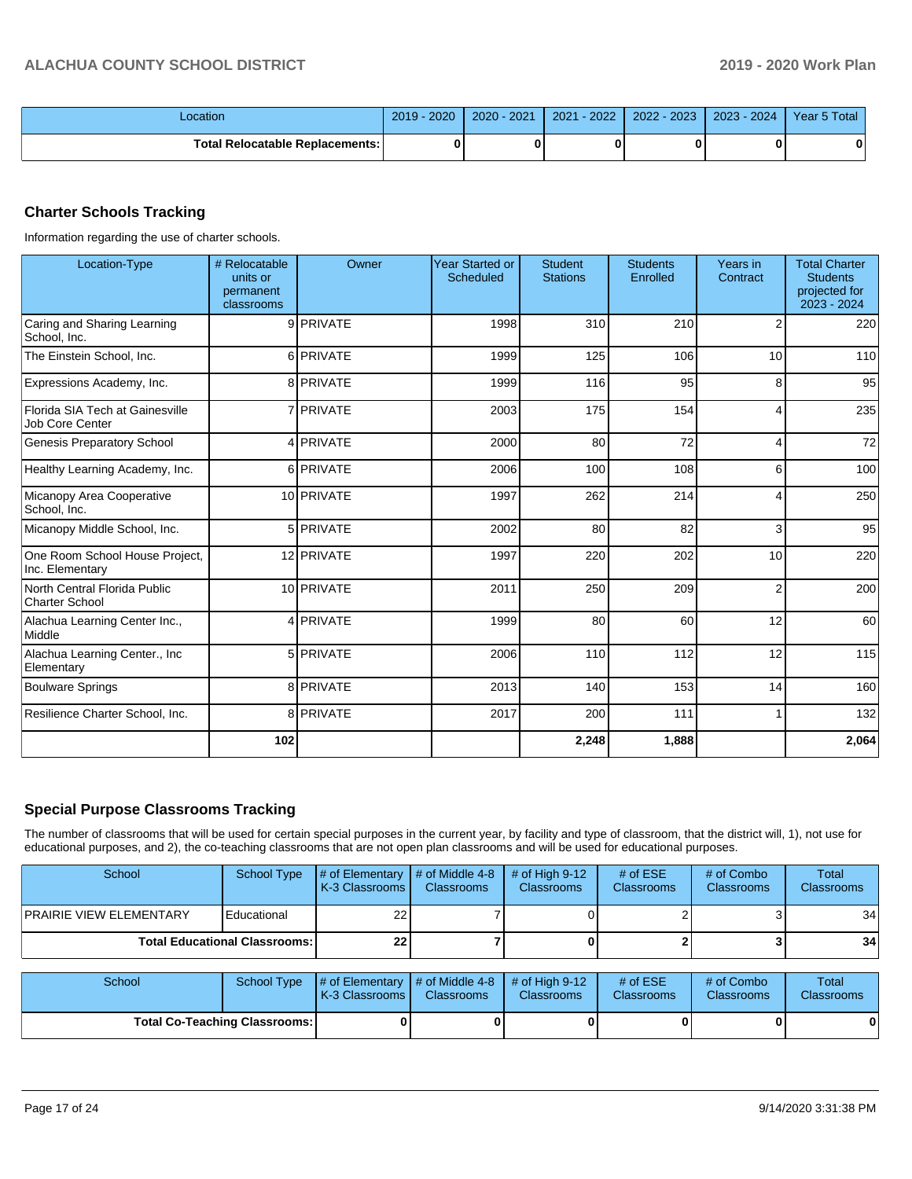| Location | 2019 - 2020 | 2020 - 2021 | 2021 - 2022 | 2022 - 2023 | 2023 - 2024 | Year 5 Total |
|---|---|---|---|---|---|---|
| Total Relocatable Replacements: | 0 | 0 | 0 | 0 | 0 | 0 |

## Charter Schools Tracking

Information regarding the use of charter schools.

| Location-Type | # Relocatable units or permanent classrooms | Owner | Year Started or Scheduled | Student Stations | Students Enrolled | Years in Contract | Total Charter Students projected for 2023 - 2024 |
|---|---|---|---|---|---|---|---|
| Caring and Sharing Learning School, Inc. | 9 | PRIVATE | 1998 | 310 | 210 | 2 | 220 |
| The Einstein School, Inc. | 6 | PRIVATE | 1999 | 125 | 106 | 10 | 110 |
| Expressions Academy, Inc. | 8 | PRIVATE | 1999 | 116 | 95 | 8 | 95 |
| Florida SIA Tech at Gainesville Job Core Center | 7 | PRIVATE | 2003 | 175 | 154 | 4 | 235 |
| Genesis Preparatory School | 4 | PRIVATE | 2000 | 80 | 72 | 4 | 72 |
| Healthy Learning Academy, Inc. | 6 | PRIVATE | 2006 | 100 | 108 | 6 | 100 |
| Micanopy Area Cooperative School, Inc. | 10 | PRIVATE | 1997 | 262 | 214 | 4 | 250 |
| Micanopy Middle School, Inc. | 5 | PRIVATE | 2002 | 80 | 82 | 3 | 95 |
| One Room School House Project, Inc. Elementary | 12 | PRIVATE | 1997 | 220 | 202 | 10 | 220 |
| North Central Florida Public Charter School | 10 | PRIVATE | 2011 | 250 | 209 | 2 | 200 |
| Alachua Learning Center Inc., Middle | 4 | PRIVATE | 1999 | 80 | 60 | 12 | 60 |
| Alachua Learning Center., Inc Elementary | 5 | PRIVATE | 2006 | 110 | 112 | 12 | 115 |
| Boulware Springs | 8 | PRIVATE | 2013 | 140 | 153 | 14 | 160 |
| Resilience Charter School, Inc. | 8 | PRIVATE | 2017 | 200 | 111 | 1 | 132 |
| | 102 | | | 2,248 | 1,888 | | 2,064 |

## Special Purpose Classrooms Tracking

The number of classrooms that will be used for certain special purposes in the current year, by facility and type of classroom, that the district will, 1), not use for educational purposes, and 2), the co-teaching classrooms that are not open plan classrooms and will be used for educational purposes.

| School | School Type | # of Elementary K-3 Classrooms | # of Middle 4-8 Classrooms | # of High 9-12 Classrooms | # of ESE Classrooms | # of Combo Classrooms | Total Classrooms |
|---|---|---|---|---|---|---|---|
| PRAIRIE VIEW ELEMENTARY | Educational | 22 | 7 | 0 | 2 | 3 | 34 |
| Total Educational Classrooms: | | 22 | 7 | 0 | 2 | 3 | 34 |

| School | School Type | # of Elementary K-3 Classrooms | # of Middle 4-8 Classrooms | # of High 9-12 Classrooms | # of ESE Classrooms | # of Combo Classrooms | Total Classrooms |
|---|---|---|---|---|---|---|---|
| Total Co-Teaching Classrooms: | | 0 | 0 | 0 | 0 | 0 | 0 |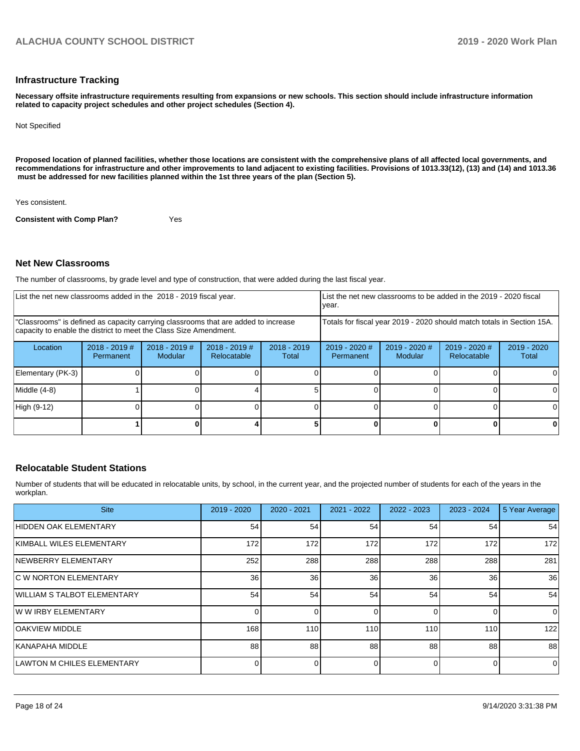## Infrastructure Tracking

**Necessary offsite infrastructure requirements resulting from expansions or new schools. This section should include infrastructure information related to capacity project schedules and other project schedules (Section 4).**

Not Specified

**Proposed location of planned facilities, whether those locations are consistent with the comprehensive plans of all affected local governments, and recommendations for infrastructure and other improvements to land adjacent to existing facilities. Provisions of 1013.33(12), (13) and (14) and 1013.36 must be addressed for new facilities planned within the 1st three years of the plan (Section 5).**

Yes consistent.

**Consistent with Comp Plan?** Yes

## Net New Classrooms

The number of classrooms, by grade level and type of construction, that were added during the last fiscal year.

| List the net new classrooms added in the 2018 - 2019 fiscal year. | | | | | List the net new classrooms to be added in the 2019 - 2020 fiscal year. | | | |
|---|---|---|---|---|---|---|---|---|
| "Classrooms" is defined as capacity carrying classrooms that are added to increase capacity to enable the district to meet the Class Size Amendment. | | | | | Totals for fiscal year 2019 - 2020 should match totals in Section 15A. | | | |
| Location | 2018 - 2019 # Permanent | 2018 - 2019 # Modular | 2018 - 2019 # Relocatable | 2018 - 2019 Total | 2019 - 2020 # Permanent | 2019 - 2020 # Modular | 2019 - 2020 # Relocatable | 2019 - 2020 Total |
| Elementary (PK-3) | 0 | 0 | 0 | 0 | 0 | 0 | 0 | 0 |
| Middle (4-8) | 1 | 0 | 4 | 5 | 0 | 0 | 0 | 0 |
| High (9-12) | 0 | 0 | 0 | 0 | 0 | 0 | 0 | 0 |
| | **1** | **0** | **4** | **5** | **0** | **0** | **0** | **0** |

## Relocatable Student Stations

Number of students that will be educated in relocatable units, by school, in the current year, and the projected number of students for each of the years in the workplan.

| Site | 2019 - 2020 | 2020 - 2021 | 2021 - 2022 | 2022 - 2023 | 2023 - 2024 | 5 Year Average |
|---|---|---|---|---|---|---|
| HIDDEN OAK ELEMENTARY | 54 | 54 | 54 | 54 | 54 | 54 |
| KIMBALL WILES ELEMENTARY | 172 | 172 | 172 | 172 | 172 | 172 |
| NEWBERRY ELEMENTARY | 252 | 288 | 288 | 288 | 288 | 281 |
| C W NORTON ELEMENTARY | 36 | 36 | 36 | 36 | 36 | 36 |
| WILLIAM S TALBOT ELEMENTARY | 54 | 54 | 54 | 54 | 54 | 54 |
| W W IRBY ELEMENTARY | 0 | 0 | 0 | 0 | 0 | 0 |
| OAKVIEW MIDDLE | 168 | 110 | 110 | 110 | 110 | 122 |
| KANAPAHA MIDDLE | 88 | 88 | 88 | 88 | 88 | 88 |
| LAWTON M CHILES ELEMENTARY | 0 | 0 | 0 | 0 | 0 | 0 |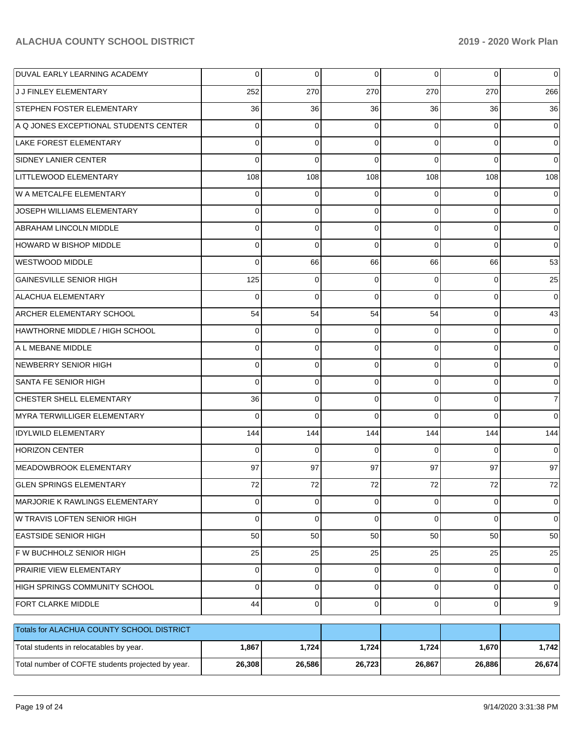| | | | | | | |
|---|---|---|---|---|---|---|
| DUVAL EARLY LEARNING ACADEMY | 0 | 0 | 0 | 0 | 0 | 0 |
| J J FINLEY ELEMENTARY | 252 | 270 | 270 | 270 | 270 | 266 |
| STEPHEN FOSTER ELEMENTARY | 36 | 36 | 36 | 36 | 36 | 36 |
| A Q JONES EXCEPTIONAL STUDENTS CENTER | 0 | 0 | 0 | 0 | 0 | 0 |
| LAKE FOREST ELEMENTARY | 0 | 0 | 0 | 0 | 0 | 0 |
| SIDNEY LANIER CENTER | 0 | 0 | 0 | 0 | 0 | 0 |
| LITTLEWOOD ELEMENTARY | 108 | 108 | 108 | 108 | 108 | 108 |
| W A METCALFE ELEMENTARY | 0 | 0 | 0 | 0 | 0 | 0 |
| JOSEPH WILLIAMS ELEMENTARY | 0 | 0 | 0 | 0 | 0 | 0 |
| ABRAHAM LINCOLN MIDDLE | 0 | 0 | 0 | 0 | 0 | 0 |
| HOWARD W BISHOP MIDDLE | 0 | 0 | 0 | 0 | 0 | 0 |
| WESTWOOD MIDDLE | 0 | 66 | 66 | 66 | 66 | 53 |
| GAINESVILLE SENIOR HIGH | 125 | 0 | 0 | 0 | 0 | 25 |
| ALACHUA ELEMENTARY | 0 | 0 | 0 | 0 | 0 | 0 |
| ARCHER ELEMENTARY SCHOOL | 54 | 54 | 54 | 54 | 0 | 43 |
| HAWTHORNE MIDDLE / HIGH SCHOOL | 0 | 0 | 0 | 0 | 0 | 0 |
| A L MEBANE MIDDLE | 0 | 0 | 0 | 0 | 0 | 0 |
| NEWBERRY SENIOR HIGH | 0 | 0 | 0 | 0 | 0 | 0 |
| SANTA FE SENIOR HIGH | 0 | 0 | 0 | 0 | 0 | 0 |
| CHESTER SHELL ELEMENTARY | 36 | 0 | 0 | 0 | 0 | 7 |
| MYRA TERWILLIGER ELEMENTARY | 0 | 0 | 0 | 0 | 0 | 0 |
| IDYLWILD ELEMENTARY | 144 | 144 | 144 | 144 | 144 | 144 |
| HORIZON CENTER | 0 | 0 | 0 | 0 | 0 | 0 |
| MEADOWBROOK ELEMENTARY | 97 | 97 | 97 | 97 | 97 | 97 |
| GLEN SPRINGS ELEMENTARY | 72 | 72 | 72 | 72 | 72 | 72 |
| MARJORIE K RAWLINGS ELEMENTARY | 0 | 0 | 0 | 0 | 0 | 0 |
| W TRAVIS LOFTEN SENIOR HIGH | 0 | 0 | 0 | 0 | 0 | 0 |
| EASTSIDE SENIOR HIGH | 50 | 50 | 50 | 50 | 50 | 50 |
| F W BUCHHOLZ SENIOR HIGH | 25 | 25 | 25 | 25 | 25 | 25 |
| PRAIRIE VIEW ELEMENTARY | 0 | 0 | 0 | 0 | 0 | 0 |
| HIGH SPRINGS COMMUNITY SCHOOL | 0 | 0 | 0 | 0 | 0 | 0 |
| FORT CLARKE MIDDLE | 44 | 0 | 0 | 0 | 0 | 9 |

| Totals for ALACHUA COUNTY SCHOOL DISTRICT | | | | | | |
|---|---|---|---|---|---|---|
| Total students in relocatables by year. | **1,867** | **1,724** | **1,724** | **1,724** | **1,670** | **1,742** |
| Total number of COFTE students projected by year. | **26,308** | **26,586** | **26,723** | **26,867** | **26,886** | **26,674** |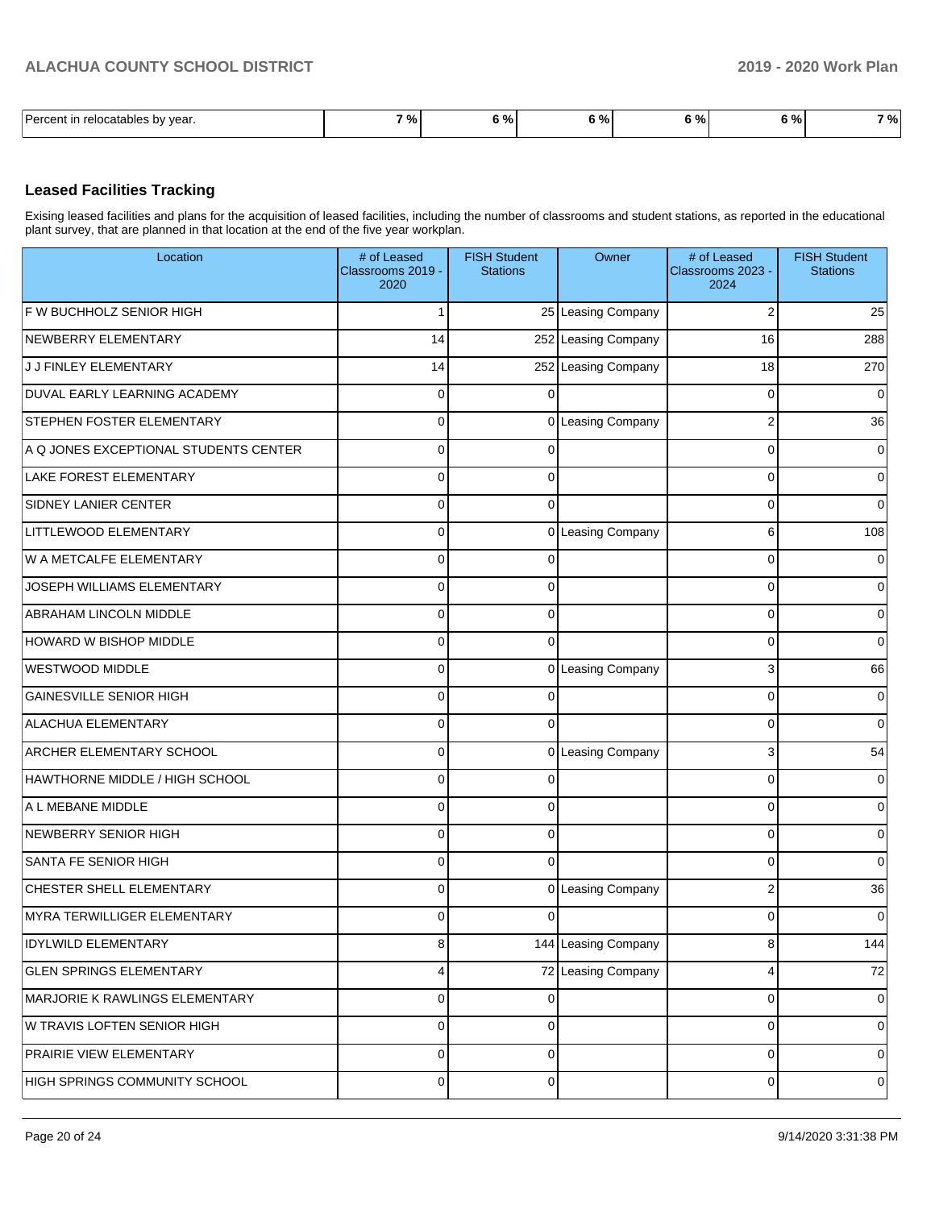| Percent in relocatables by year. | 7 % | 6 % | 6 % | 6 % | 6 % | 7 % |
|---|---|---|---|---|---|---|

## Leased Facilities Tracking

Exising leased facilities and plans for the acquisition of leased facilities, including the number of classrooms and student stations, as reported in the educational plant survey, that are planned in that location at the end of the five year workplan.

| Location | # of Leased Classrooms 2019 - 2020 | FISH Student Stations | Owner | # of Leased Classrooms 2023 - 2024 | FISH Student Stations |
|---|---|---|---|---|---|
| F W BUCHHOLZ SENIOR HIGH | 1 | 25 | Leasing Company | 2 | 25 |
| NEWBERRY ELEMENTARY | 14 | 252 | Leasing Company | 16 | 288 |
| J J FINLEY ELEMENTARY | 14 | 252 | Leasing Company | 18 | 270 |
| DUVAL EARLY LEARNING ACADEMY | 0 | 0 | | 0 | 0 |
| STEPHEN FOSTER ELEMENTARY | 0 | 0 | Leasing Company | 2 | 36 |
| A Q JONES EXCEPTIONAL STUDENTS CENTER | 0 | 0 | | 0 | 0 |
| LAKE FOREST ELEMENTARY | 0 | 0 | | 0 | 0 |
| SIDNEY LANIER CENTER | 0 | 0 | | 0 | 0 |
| LITTLEWOOD ELEMENTARY | 0 | 0 | Leasing Company | 6 | 108 |
| W A METCALFE ELEMENTARY | 0 | 0 | | 0 | 0 |
| JOSEPH WILLIAMS ELEMENTARY | 0 | 0 | | 0 | 0 |
| ABRAHAM LINCOLN MIDDLE | 0 | 0 | | 0 | 0 |
| HOWARD W BISHOP MIDDLE | 0 | 0 | | 0 | 0 |
| WESTWOOD MIDDLE | 0 | 0 | Leasing Company | 3 | 66 |
| GAINESVILLE SENIOR HIGH | 0 | 0 | | 0 | 0 |
| ALACHUA ELEMENTARY | 0 | 0 | | 0 | 0 |
| ARCHER ELEMENTARY SCHOOL | 0 | 0 | Leasing Company | 3 | 54 |
| HAWTHORNE MIDDLE / HIGH SCHOOL | 0 | 0 | | 0 | 0 |
| A L MEBANE MIDDLE | 0 | 0 | | 0 | 0 |
| NEWBERRY SENIOR HIGH | 0 | 0 | | 0 | 0 |
| SANTA FE SENIOR HIGH | 0 | 0 | | 0 | 0 |
| CHESTER SHELL ELEMENTARY | 0 | 0 | Leasing Company | 2 | 36 |
| MYRA TERWILLIGER ELEMENTARY | 0 | 0 | | 0 | 0 |
| IDYLWILD ELEMENTARY | 8 | 144 | Leasing Company | 8 | 144 |
| GLEN SPRINGS ELEMENTARY | 4 | 72 | Leasing Company | 4 | 72 |
| MARJORIE K RAWLINGS ELEMENTARY | 0 | 0 | | 0 | 0 |
| W TRAVIS LOFTEN SENIOR HIGH | 0 | 0 | | 0 | 0 |
| PRAIRIE VIEW ELEMENTARY | 0 | 0 | | 0 | 0 |
| HIGH SPRINGS COMMUNITY SCHOOL | 0 | 0 | | 0 | 0 |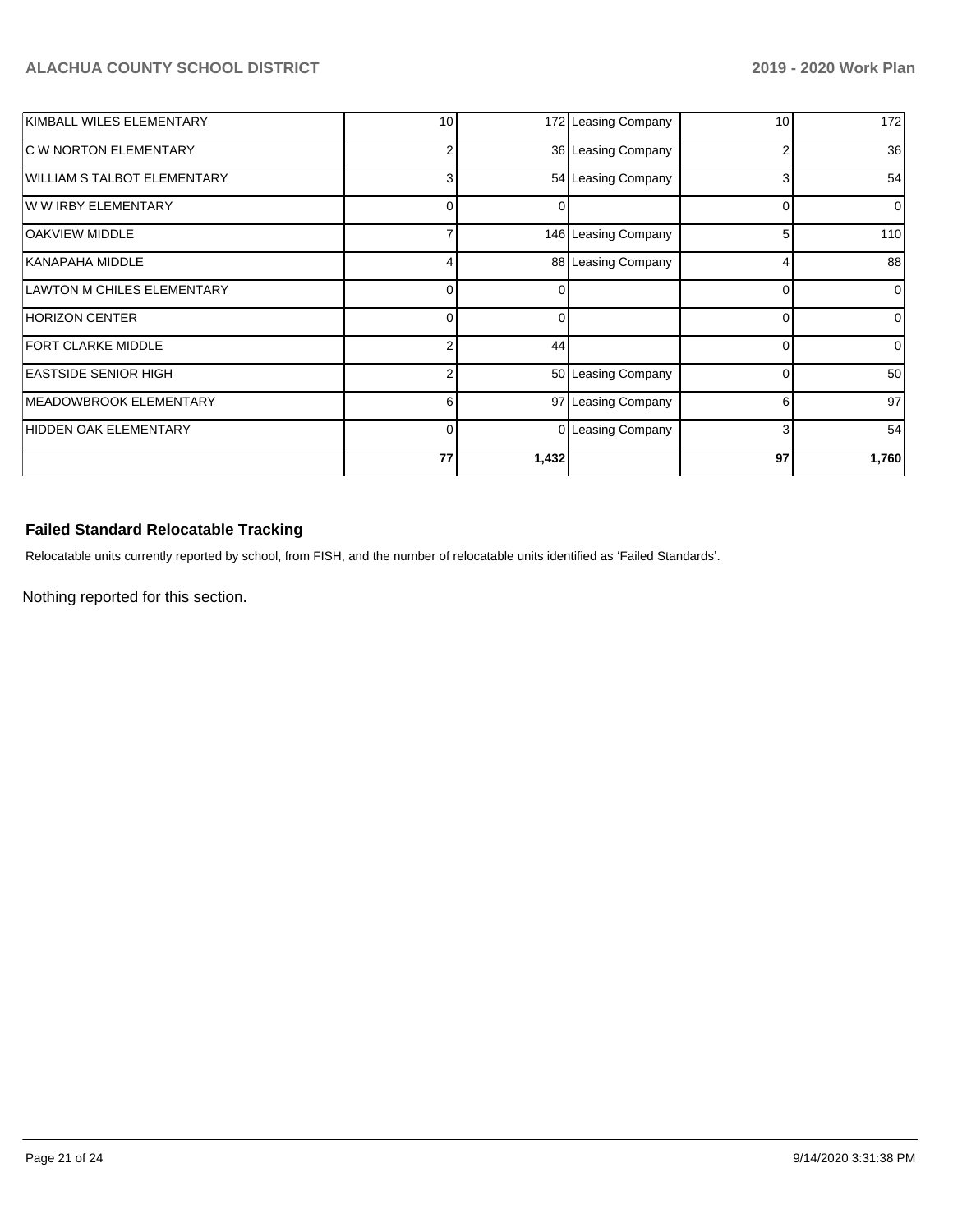| | | | | | |
|---|---|---|---|---|---|
| KIMBALL WILES ELEMENTARY | 10 | 172 | Leasing Company | 10 | 172 |
| C W NORTON ELEMENTARY | 2 | 36 | Leasing Company | 2 | 36 |
| WILLIAM S TALBOT ELEMENTARY | 3 | 54 | Leasing Company | 3 | 54 |
| W W IRBY ELEMENTARY | 0 | 0 | | 0 | 0 |
| OAKVIEW MIDDLE | 7 | 146 | Leasing Company | 5 | 110 |
| KANAPAHA MIDDLE | 4 | 88 | Leasing Company | 4 | 88 |
| LAWTON M CHILES ELEMENTARY | 0 | 0 | | 0 | 0 |
| HORIZON CENTER | 0 | 0 | | 0 | 0 |
| FORT CLARKE MIDDLE | 2 | 44 | | 0 | 0 |
| EASTSIDE SENIOR HIGH | 2 | 50 | Leasing Company | 0 | 50 |
| MEADOWBROOK ELEMENTARY | 6 | 97 | Leasing Company | 6 | 97 |
| HIDDEN OAK ELEMENTARY | 0 | 0 | Leasing Company | 3 | 54 |
| | **77** | **1,432** | | **97** | **1,760** |

### Failed Standard Relocatable Tracking

Relocatable units currently reported by school, from FISH, and the number of relocatable units identified as 'Failed Standards'.

Nothing reported for this section.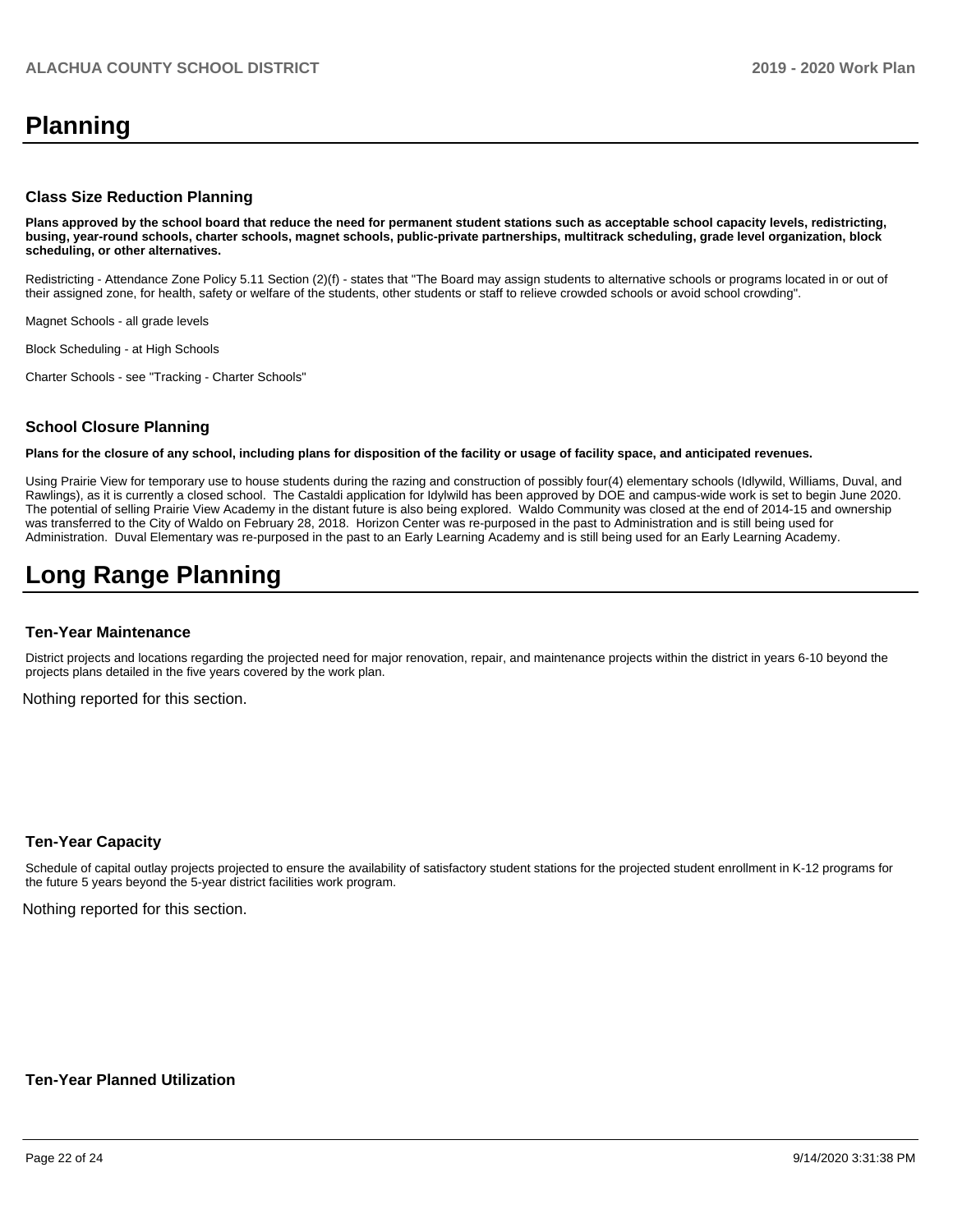# Planning

### Class Size Reduction Planning

**Plans approved by the school board that reduce the need for permanent student stations such as acceptable school capacity levels, redistricting, busing, year-round schools, charter schools, magnet schools, public-private partnerships, multitrack scheduling, grade level organization, block scheduling, or other alternatives.**

Redistricting - Attendance Zone Policy 5.11 Section (2)(f) - states that "The Board may assign students to alternative schools or programs located in or out of their assigned zone, for health, safety or welfare of the students, other students or staff to relieve crowded schools or avoid school crowding".

Magnet Schools - all grade levels

Block Scheduling - at High Schools

Charter Schools - see "Tracking - Charter Schools"

### School Closure Planning

**Plans for the closure of any school, including plans for disposition of the facility or usage of facility space, and anticipated revenues.**

Using Prairie View for temporary use to house students during the razing and construction of possibly four(4) elementary schools (Idlywild, Williams, Duval, and Rawlings), as it is currently a closed school. The Castaldi application for Idylwild has been approved by DOE and campus-wide work is set to begin June 2020. The potential of selling Prairie View Academy in the distant future is also being explored. Waldo Community was closed at the end of 2014-15 and ownership was transferred to the City of Waldo on February 28, 2018. Horizon Center was re-purposed in the past to Administration and is still being used for Administration. Duval Elementary was re-purposed in the past to an Early Learning Academy and is still being used for an Early Learning Academy.

# Long Range Planning

### Ten-Year Maintenance

District projects and locations regarding the projected need for major renovation, repair, and maintenance projects within the district in years 6-10 beyond the projects plans detailed in the five years covered by the work plan.

Nothing reported for this section.

### Ten-Year Capacity

Schedule of capital outlay projects projected to ensure the availability of satisfactory student stations for the projected student enrollment in K-12 programs for the future 5 years beyond the 5-year district facilities work program.

Nothing reported for this section.

### Ten-Year Planned Utilization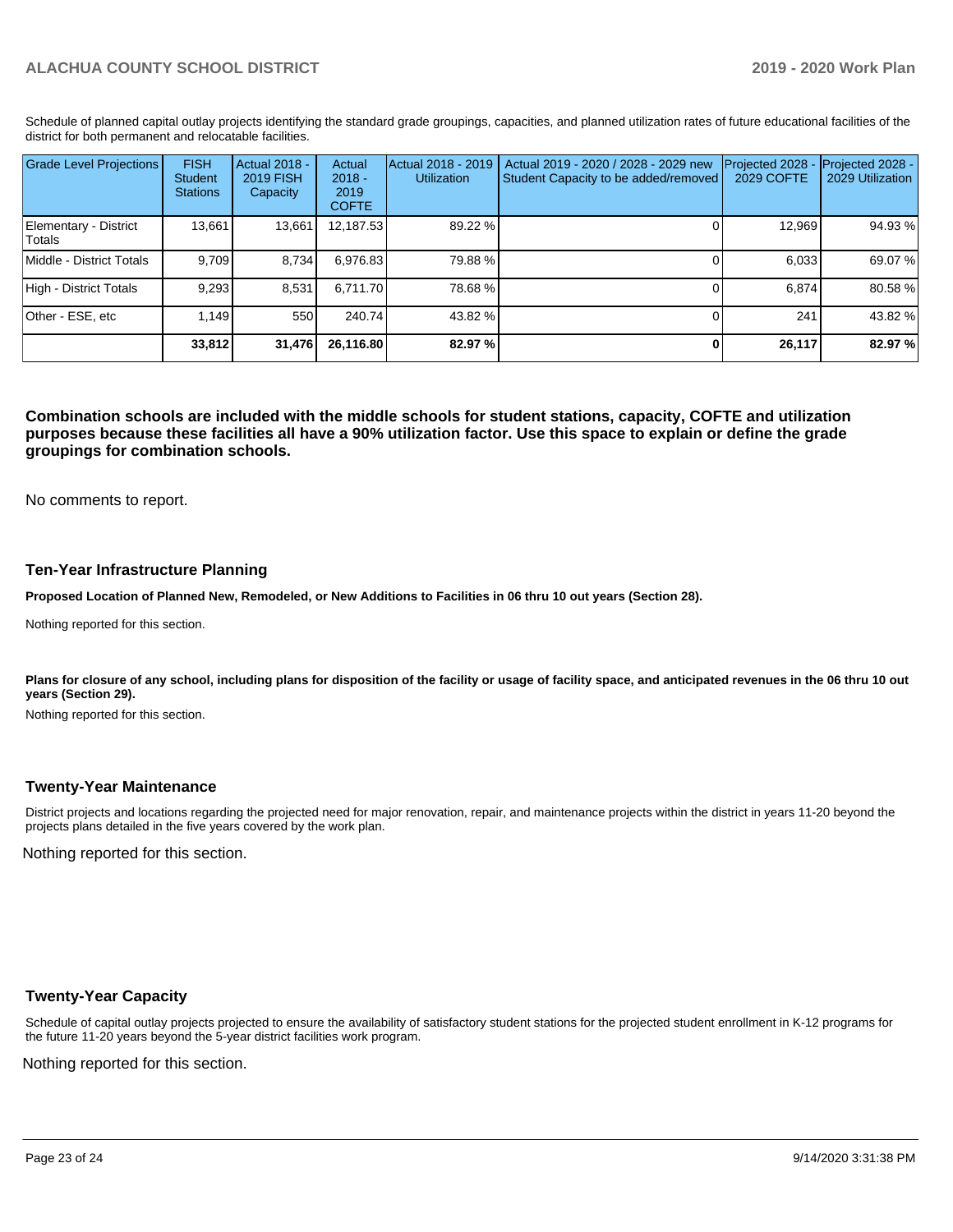Schedule of planned capital outlay projects identifying the standard grade groupings, capacities, and planned utilization rates of future educational facilities of the district for both permanent and relocatable facilities.

| Grade Level Projections | FISH Student Stations | Actual 2018 - 2019 FISH Capacity | Actual 2018 - 2019 COFTE | Actual 2018 - 2019 Utilization | Actual 2019 - 2020 / 2028 - 2029 new Student Capacity to be added/removed | Projected 2028 - 2029 COFTE | Projected 2028 - 2029 Utilization |
|---|---|---|---|---|---|---|---|
| Elementary - District Totals | 13,661 | 13,661 | 12,187.53 | 89.22 % | 0 | 12,969 | 94.93 % |
| Middle - District Totals | 9,709 | 8,734 | 6,976.83 | 79.88 % | 0 | 6,033 | 69.07 % |
| High - District Totals | 9,293 | 8,531 | 6,711.70 | 78.68 % | 0 | 6,874 | 80.58 % |
| Other - ESE, etc | 1,149 | 550 | 240.74 | 43.82 % | 0 | 241 | 43.82 % |
| | **33,812** | **31,476** | **26,116.80** | **82.97 %** | **0** | **26,117** | **82.97 %** |

**Combination schools are included with the middle schools for student stations, capacity, COFTE and utilization purposes because these facilities all have a 90% utilization factor. Use this space to explain or define the grade groupings for combination schools.**

No comments to report.

## Ten-Year Infrastructure Planning

**Proposed Location of Planned New, Remodeled, or New Additions to Facilities in 06 thru 10 out years (Section 28).**

Nothing reported for this section.

**Plans for closure of any school, including plans for disposition of the facility or usage of facility space, and anticipated revenues in the 06 thru 10 out years (Section 29).**

Nothing reported for this section.

## Twenty-Year Maintenance

District projects and locations regarding the projected need for major renovation, repair, and maintenance projects within the district in years 11-20 beyond the projects plans detailed in the five years covered by the work plan.

Nothing reported for this section.

## Twenty-Year Capacity

Schedule of capital outlay projects projected to ensure the availability of satisfactory student stations for the projected student enrollment in K-12 programs for the future 11-20 years beyond the 5-year district facilities work program.

Nothing reported for this section.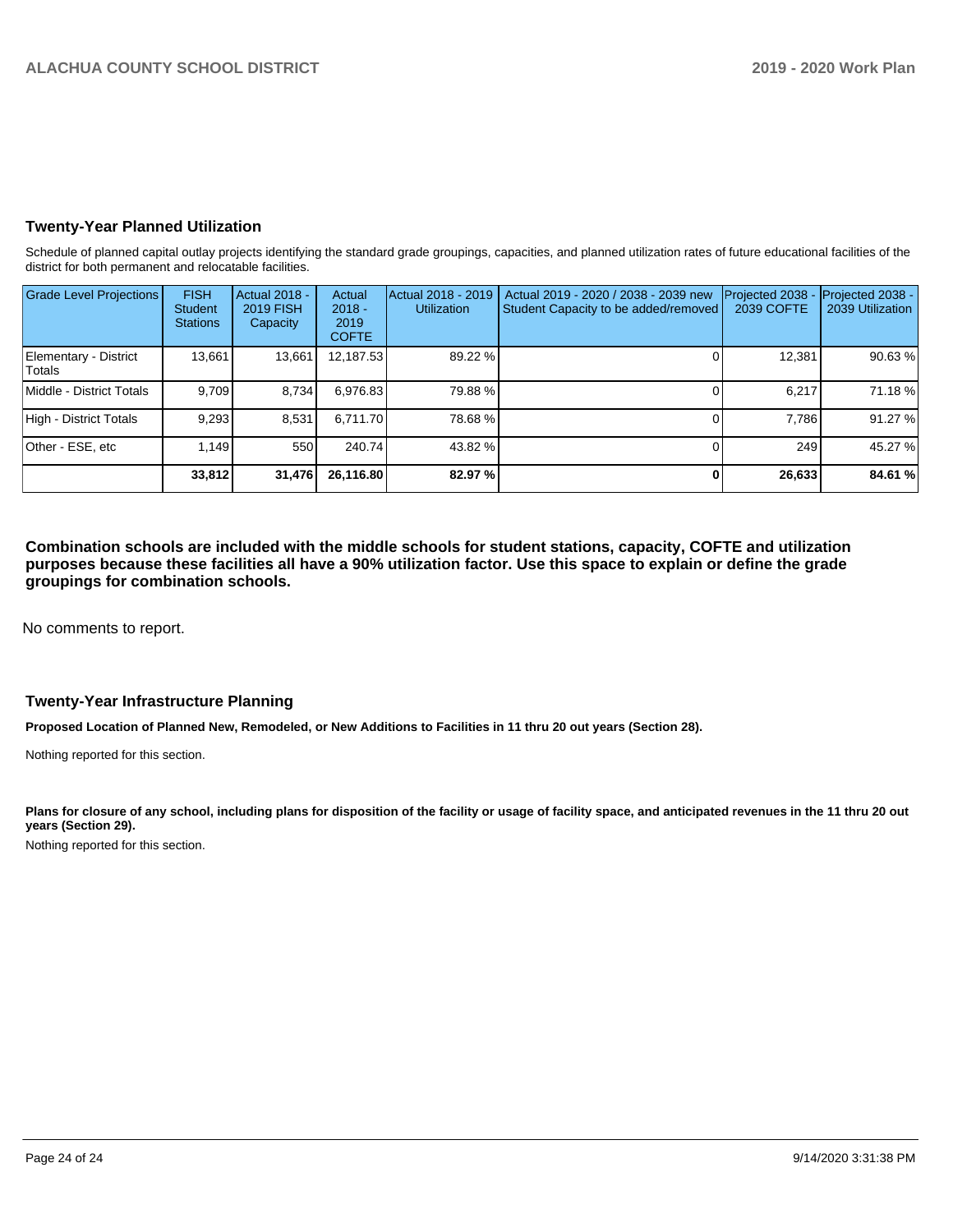## Twenty-Year Planned Utilization

Schedule of planned capital outlay projects identifying the standard grade groupings, capacities, and planned utilization rates of future educational facilities of the district for both permanent and relocatable facilities.

| Grade Level Projections | FISH Student Stations | Actual 2018 - 2019 FISH Capacity | Actual 2018 - 2019 COFTE | Actual 2018 - 2019 Utilization | Actual 2019 - 2020 / 2038 - 2039 new Student Capacity to be added/removed | Projected 2038 - 2039 COFTE | Projected 2038 - 2039 Utilization |
|---|---|---|---|---|---|---|---|
| Elementary - District Totals | 13,661 | 13,661 | 12,187.53 | 89.22 % | 0 | 12,381 | 90.63 % |
| Middle - District Totals | 9,709 | 8,734 | 6,976.83 | 79.88 % | 0 | 6,217 | 71.18 % |
| High - District Totals | 9,293 | 8,531 | 6,711.70 | 78.68 % | 0 | 7,786 | 91.27 % |
| Other - ESE, etc | 1,149 | 550 | 240.74 | 43.82 % | 0 | 249 | 45.27 % |
| | **33,812** | **31,476** | **26,116.80** | **82.97 %** | **0** | **26,633** | **84.61 %** |

**Combination schools are included with the middle schools for student stations, capacity, COFTE and utilization purposes because these facilities all have a 90% utilization factor. Use this space to explain or define the grade groupings for combination schools.**

No comments to report.

## Twenty-Year Infrastructure Planning

**Proposed Location of Planned New, Remodeled, or New Additions to Facilities in 11 thru 20 out years (Section 28).**

Nothing reported for this section.

**Plans for closure of any school, including plans for disposition of the facility or usage of facility space, and anticipated revenues in the 11 thru 20 out years (Section 29).**

Nothing reported for this section.